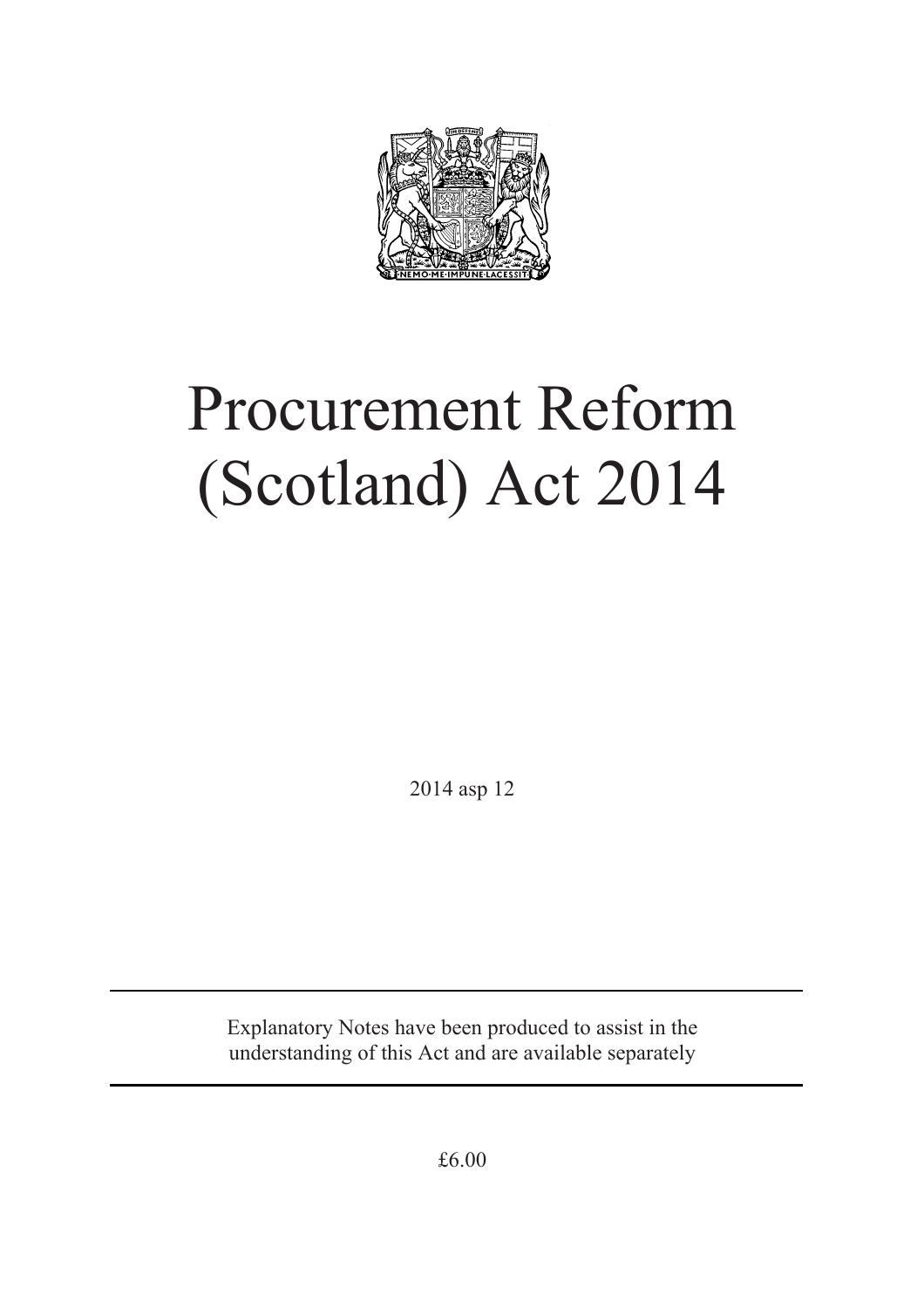# Procurement Reform (Scotland) Act 2014

2014 asp 12

---

Explanatory Notes have been produced to assist in the understanding of this Act and are available separately

---

£6.00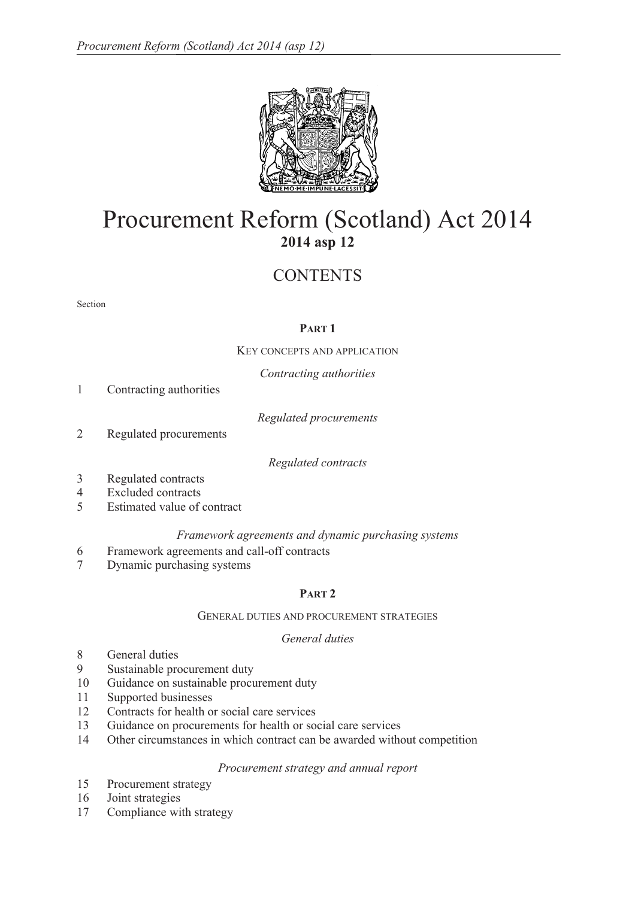# Procurement Reform (Scotland) Act 2014

**2014 asp 12**

## CONTENTS

Section

**PART 1**

KEY CONCEPTS AND APPLICATION

*Contracting authorities*

1 Contracting authorities

*Regulated procurements*

2 Regulated procurements

*Regulated contracts*

3 Regulated contracts
4 Excluded contracts
5 Estimated value of contract

*Framework agreements and dynamic purchasing systems*

6 Framework agreements and call-off contracts
7 Dynamic purchasing systems

**PART 2**

GENERAL DUTIES AND PROCUREMENT STRATEGIES

*General duties*

8 General duties
9 Sustainable procurement duty
10 Guidance on sustainable procurement duty
11 Supported businesses
12 Contracts for health or social care services
13 Guidance on procurements for health or social care services
14 Other circumstances in which contract can be awarded without competition

*Procurement strategy and annual report*

15 Procurement strategy
16 Joint strategies
17 Compliance with strategy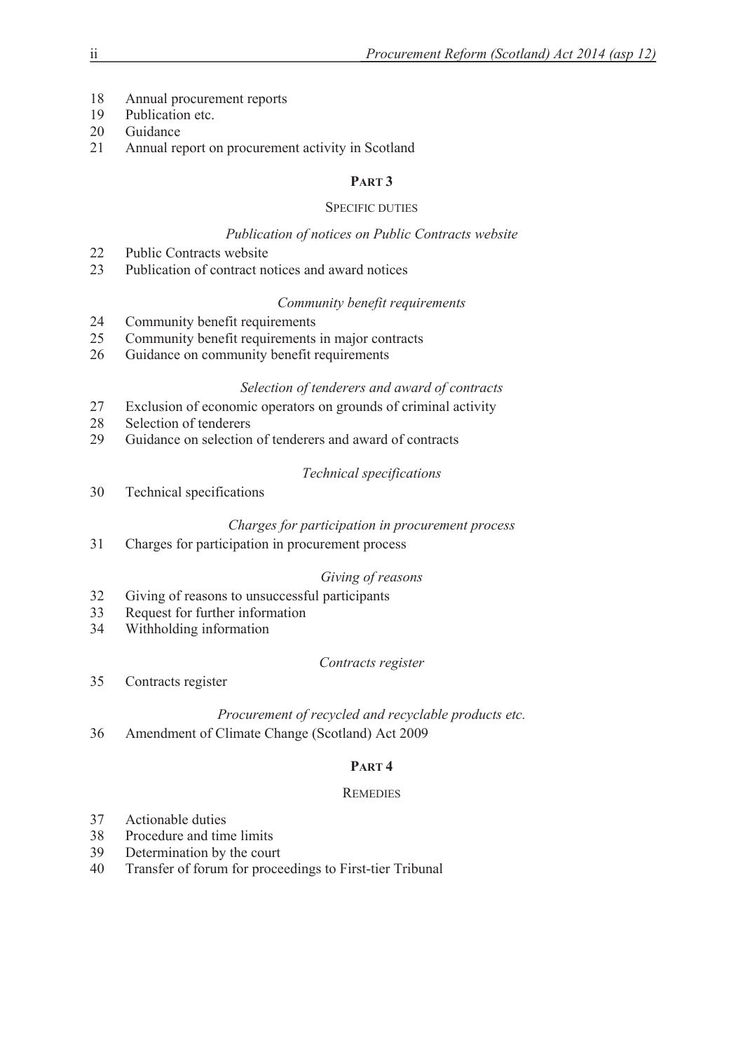18 Annual procurement reports
19 Publication etc.
20 Guidance
21 Annual report on procurement activity in Scotland

## PART 3

### SPECIFIC DUTIES

*Publication of notices on Public Contracts website*

22 Public Contracts website
23 Publication of contract notices and award notices

*Community benefit requirements*

24 Community benefit requirements
25 Community benefit requirements in major contracts
26 Guidance on community benefit requirements

*Selection of tenderers and award of contracts*

27 Exclusion of economic operators on grounds of criminal activity
28 Selection of tenderers
29 Guidance on selection of tenderers and award of contracts

*Technical specifications*

30 Technical specifications

*Charges for participation in procurement process*

31 Charges for participation in procurement process

*Giving of reasons*

32 Giving of reasons to unsuccessful participants
33 Request for further information
34 Withholding information

*Contracts register*

35 Contracts register

*Procurement of recycled and recyclable products etc.*

36 Amendment of Climate Change (Scotland) Act 2009

## PART 4

### REMEDIES

37 Actionable duties
38 Procedure and time limits
39 Determination by the court
40 Transfer of forum for proceedings to First-tier Tribunal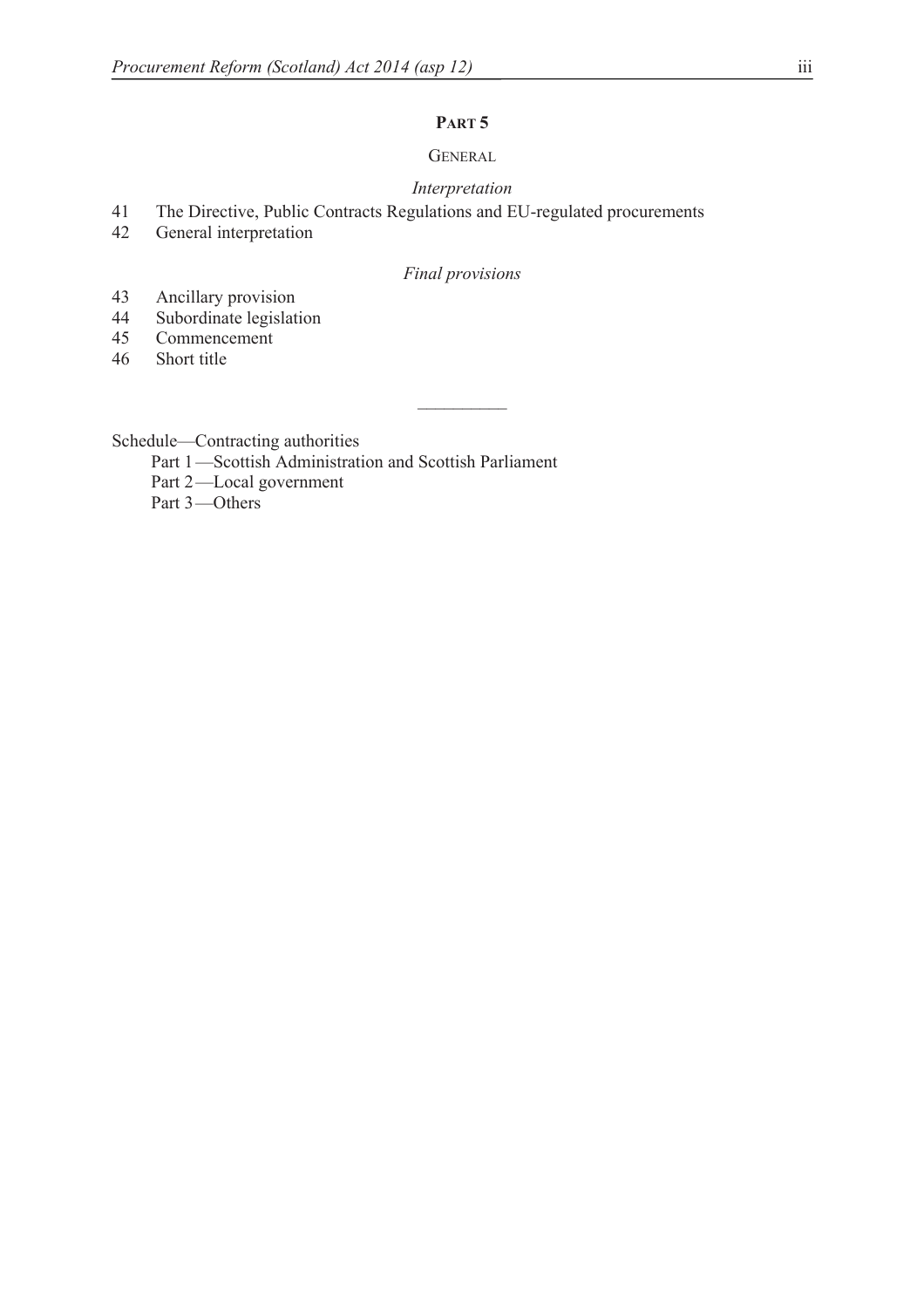## PART 5

### GENERAL

*Interpretation*

41 The Directive, Public Contracts Regulations and EU-regulated procurements
42 General interpretation

*Final provisions*

43 Ancillary provision
44 Subordinate legislation
45 Commencement
46 Short title

---

Schedule—Contracting authorities
- Part 1—Scottish Administration and Scottish Parliament
- Part 2—Local government
- Part 3—Others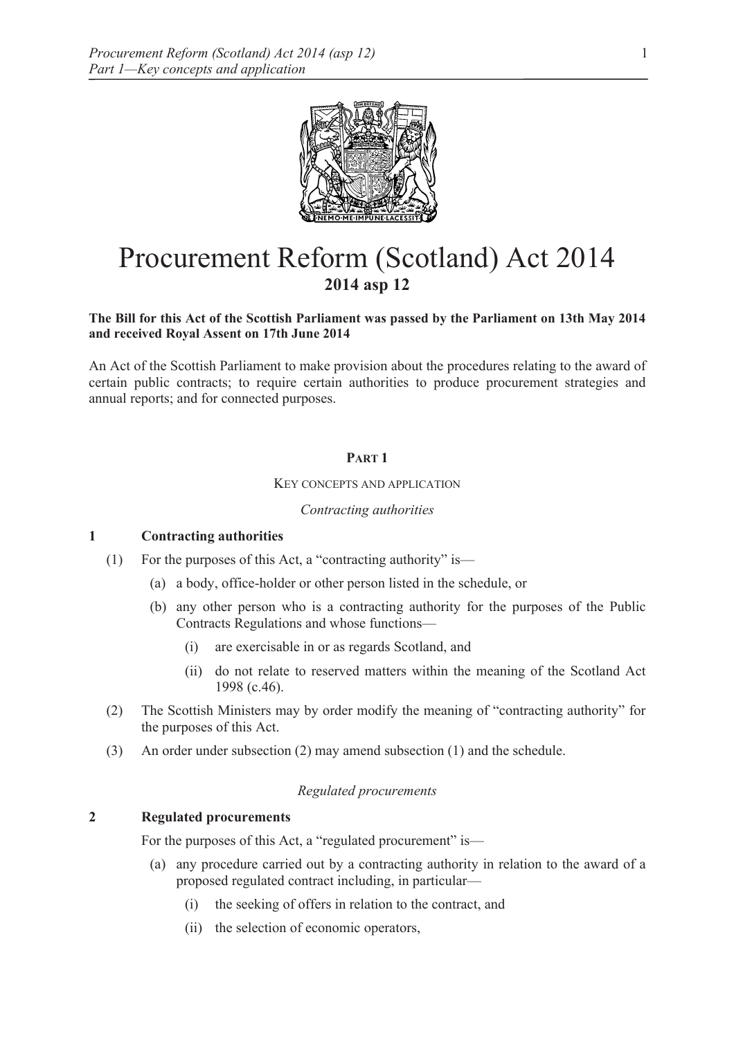# Procurement Reform (Scotland) Act 2014

**2014 asp 12**

**The Bill for this Act of the Scottish Parliament was passed by the Parliament on 13th May 2014 and received Royal Assent on 17th June 2014**

An Act of the Scottish Parliament to make provision about the procedures relating to the award of certain public contracts; to require certain authorities to produce procurement strategies and annual reports; and for connected purposes.

## PART 1

### KEY CONCEPTS AND APPLICATION

*Contracting authorities*

**1 Contracting authorities**

(1) For the purposes of this Act, a "contracting authority" is—

(a) a body, office-holder or other person listed in the schedule, or

(b) any other person who is a contracting authority for the purposes of the Public Contracts Regulations and whose functions—

(i) are exercisable in or as regards Scotland, and

(ii) do not relate to reserved matters within the meaning of the Scotland Act 1998 (c.46).

(2) The Scottish Ministers may by order modify the meaning of "contracting authority" for the purposes of this Act.

(3) An order under subsection (2) may amend subsection (1) and the schedule.

*Regulated procurements*

**2 Regulated procurements**

For the purposes of this Act, a "regulated procurement" is—

(a) any procedure carried out by a contracting authority in relation to the award of a proposed regulated contract including, in particular—

(i) the seeking of offers in relation to the contract, and

(ii) the selection of economic operators,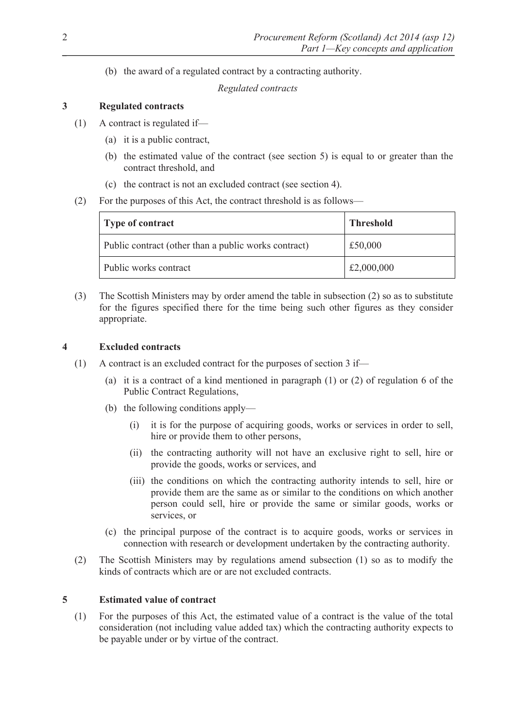(b) the award of a regulated contract by a contracting authority.

*Regulated contracts*

## 3 Regulated contracts

(1) A contract is regulated if—

(a) it is a public contract,

(b) the estimated value of the contract (see section 5) is equal to or greater than the contract threshold, and

(c) the contract is not an excluded contract (see section 4).

(2) For the purposes of this Act, the contract threshold is as follows—

| **Type of contract** | **Threshold** |
|---|---|
| Public contract (other than a public works contract) | £50,000 |
| Public works contract | £2,000,000 |

(3) The Scottish Ministers may by order amend the table in subsection (2) so as to substitute for the figures specified there for the time being such other figures as they consider appropriate.

## 4 Excluded contracts

(1) A contract is an excluded contract for the purposes of section 3 if—

(a) it is a contract of a kind mentioned in paragraph (1) or (2) of regulation 6 of the Public Contract Regulations,

(b) the following conditions apply—

(i) it is for the purpose of acquiring goods, works or services in order to sell, hire or provide them to other persons,

(ii) the contracting authority will not have an exclusive right to sell, hire or provide the goods, works or services, and

(iii) the conditions on which the contracting authority intends to sell, hire or provide them are the same as or similar to the conditions on which another person could sell, hire or provide the same or similar goods, works or services, or

(c) the principal purpose of the contract is to acquire goods, works or services in connection with research or development undertaken by the contracting authority.

(2) The Scottish Ministers may by regulations amend subsection (1) so as to modify the kinds of contracts which are or are not excluded contracts.

## 5 Estimated value of contract

(1) For the purposes of this Act, the estimated value of a contract is the value of the total consideration (not including value added tax) which the contracting authority expects to be payable under or by virtue of the contract.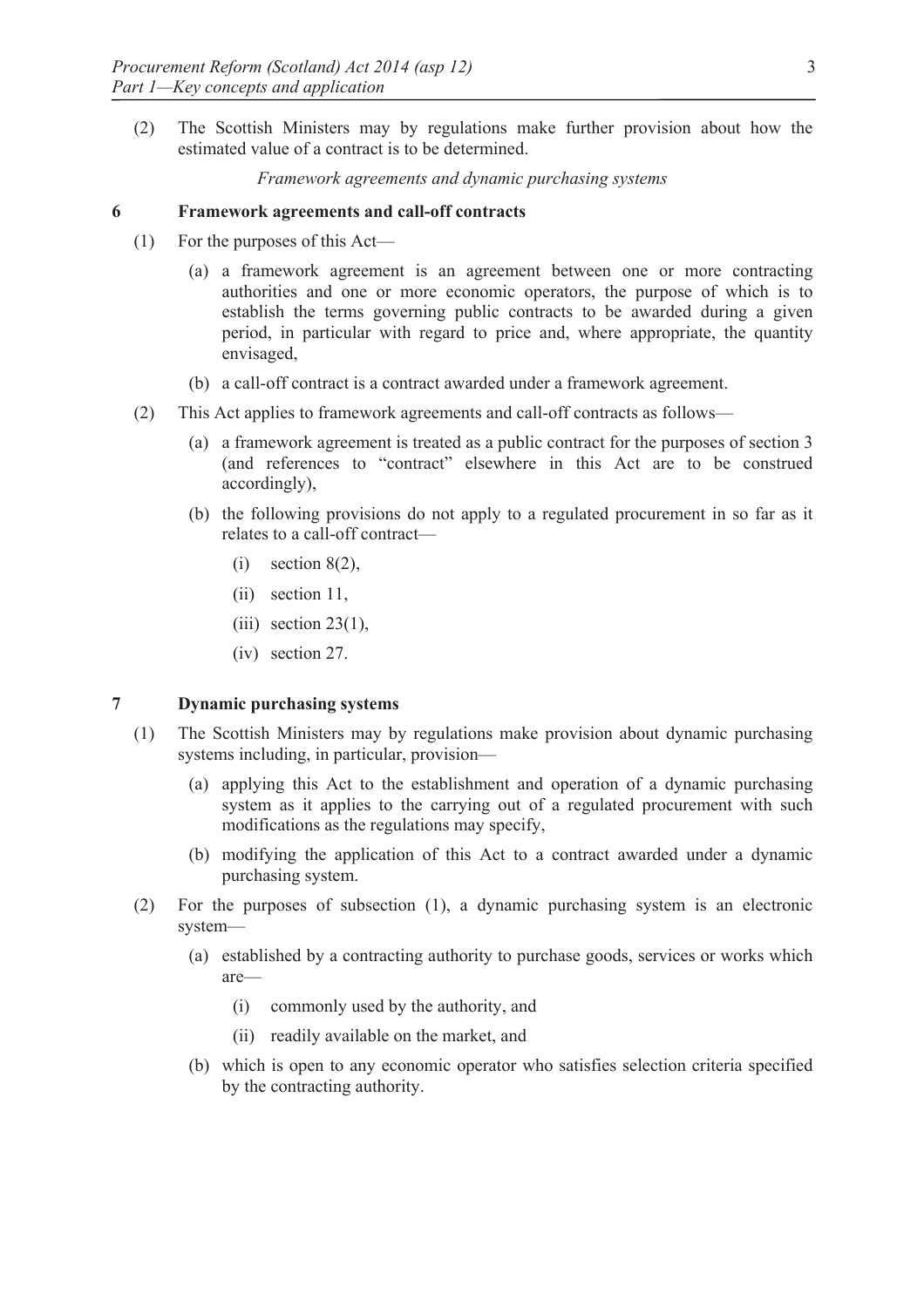(2) The Scottish Ministers may by regulations make further provision about how the estimated value of a contract is to be determined.

*Framework agreements and dynamic purchasing systems*

## 6 Framework agreements and call-off contracts

(1) For the purposes of this Act—

- (a) a framework agreement is an agreement between one or more contracting authorities and one or more economic operators, the purpose of which is to establish the terms governing public contracts to be awarded during a given period, in particular with regard to price and, where appropriate, the quantity envisaged,
- (b) a call-off contract is a contract awarded under a framework agreement.

(2) This Act applies to framework agreements and call-off contracts as follows—

- (a) a framework agreement is treated as a public contract for the purposes of section 3 (and references to "contract" elsewhere in this Act are to be construed accordingly),
- (b) the following provisions do not apply to a regulated procurement in so far as it relates to a call-off contract—
  - (i) section 8(2),
  - (ii) section 11,
  - (iii) section 23(1),
  - (iv) section 27.

## 7 Dynamic purchasing systems

(1) The Scottish Ministers may by regulations make provision about dynamic purchasing systems including, in particular, provision—

- (a) applying this Act to the establishment and operation of a dynamic purchasing system as it applies to the carrying out of a regulated procurement with such modifications as the regulations may specify,
- (b) modifying the application of this Act to a contract awarded under a dynamic purchasing system.

(2) For the purposes of subsection (1), a dynamic purchasing system is an electronic system—

- (a) established by a contracting authority to purchase goods, services or works which are—
  - (i) commonly used by the authority, and
  - (ii) readily available on the market, and
- (b) which is open to any economic operator who satisfies selection criteria specified by the contracting authority.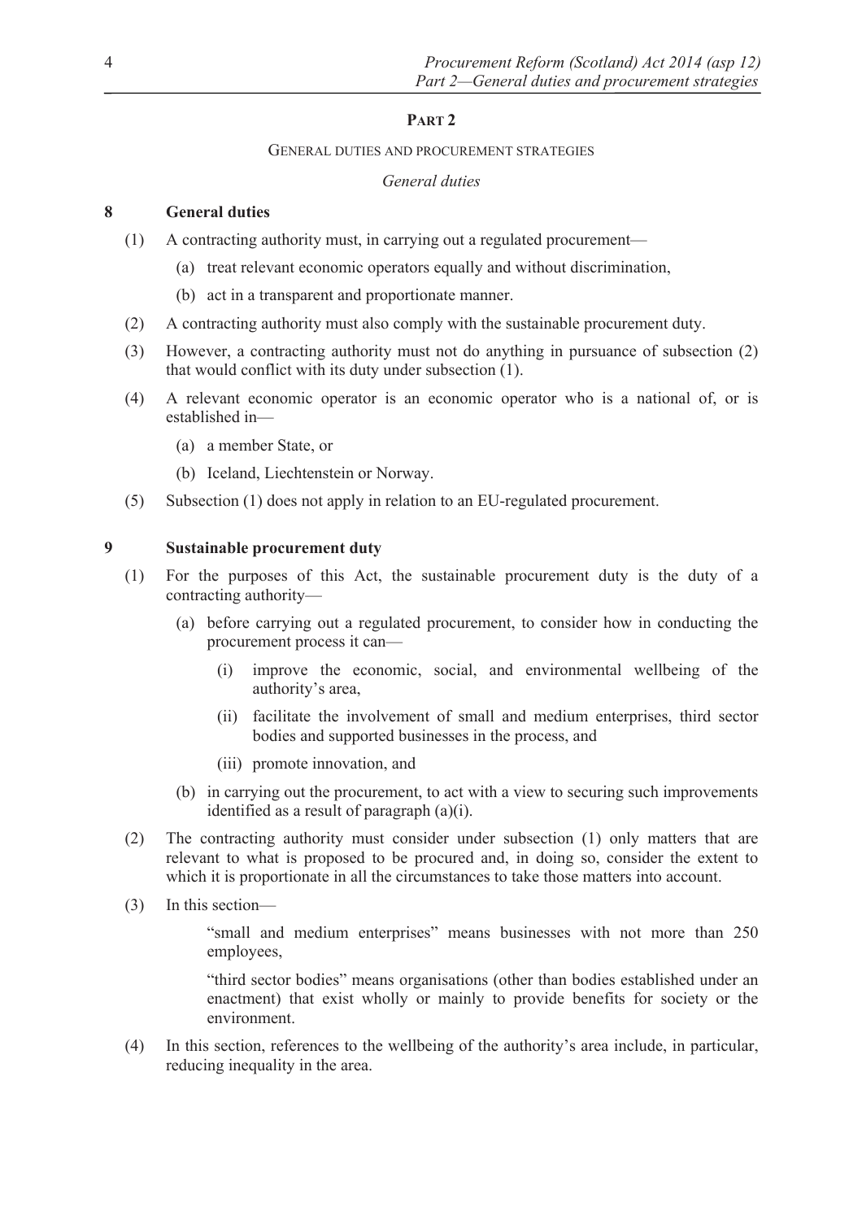## PART 2

GENERAL DUTIES AND PROCUREMENT STRATEGIES

*General duties*

### 8 General duties

(1) A contracting authority must, in carrying out a regulated procurement—

(a) treat relevant economic operators equally and without discrimination,

(b) act in a transparent and proportionate manner.

(2) A contracting authority must also comply with the sustainable procurement duty.

(3) However, a contracting authority must not do anything in pursuance of subsection (2) that would conflict with its duty under subsection (1).

(4) A relevant economic operator is an economic operator who is a national of, or is established in—

(a) a member State, or

(b) Iceland, Liechtenstein or Norway.

(5) Subsection (1) does not apply in relation to an EU-regulated procurement.

### 9 Sustainable procurement duty

(1) For the purposes of this Act, the sustainable procurement duty is the duty of a contracting authority—

(a) before carrying out a regulated procurement, to consider how in conducting the procurement process it can—

(i) improve the economic, social, and environmental wellbeing of the authority's area,

(ii) facilitate the involvement of small and medium enterprises, third sector bodies and supported businesses in the process, and

(iii) promote innovation, and

(b) in carrying out the procurement, to act with a view to securing such improvements identified as a result of paragraph (a)(i).

(2) The contracting authority must consider under subsection (1) only matters that are relevant to what is proposed to be procured and, in doing so, consider the extent to which it is proportionate in all the circumstances to take those matters into account.

(3) In this section—

"small and medium enterprises" means businesses with not more than 250 employees,

"third sector bodies" means organisations (other than bodies established under an enactment) that exist wholly or mainly to provide benefits for society or the environment.

(4) In this section, references to the wellbeing of the authority's area include, in particular, reducing inequality in the area.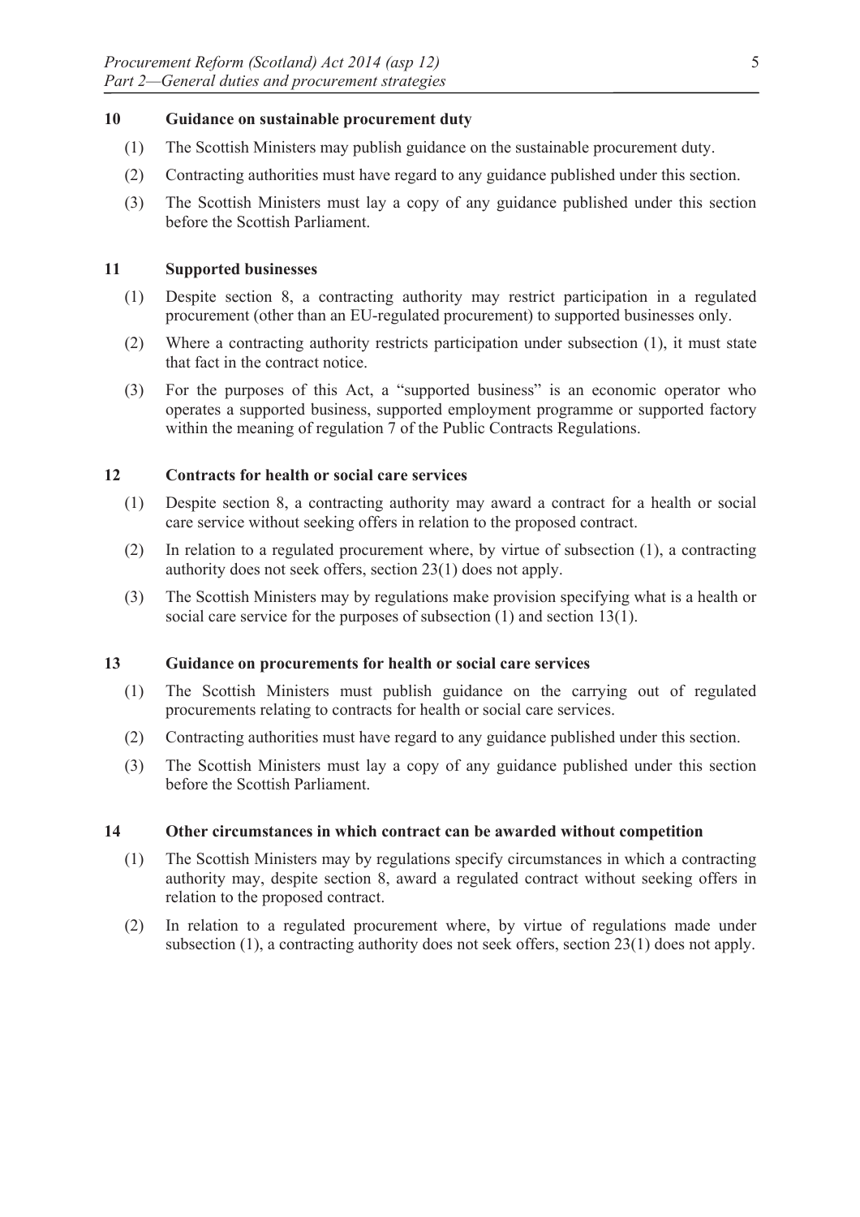### 10 Guidance on sustainable procurement duty

(1) The Scottish Ministers may publish guidance on the sustainable procurement duty.

(2) Contracting authorities must have regard to any guidance published under this section.

(3) The Scottish Ministers must lay a copy of any guidance published under this section before the Scottish Parliament.

### 11 Supported businesses

(1) Despite section 8, a contracting authority may restrict participation in a regulated procurement (other than an EU-regulated procurement) to supported businesses only.

(2) Where a contracting authority restricts participation under subsection (1), it must state that fact in the contract notice.

(3) For the purposes of this Act, a "supported business" is an economic operator who operates a supported business, supported employment programme or supported factory within the meaning of regulation 7 of the Public Contracts Regulations.

### 12 Contracts for health or social care services

(1) Despite section 8, a contracting authority may award a contract for a health or social care service without seeking offers in relation to the proposed contract.

(2) In relation to a regulated procurement where, by virtue of subsection (1), a contracting authority does not seek offers, section 23(1) does not apply.

(3) The Scottish Ministers may by regulations make provision specifying what is a health or social care service for the purposes of subsection (1) and section 13(1).

### 13 Guidance on procurements for health or social care services

(1) The Scottish Ministers must publish guidance on the carrying out of regulated procurements relating to contracts for health or social care services.

(2) Contracting authorities must have regard to any guidance published under this section.

(3) The Scottish Ministers must lay a copy of any guidance published under this section before the Scottish Parliament.

### 14 Other circumstances in which contract can be awarded without competition

(1) The Scottish Ministers may by regulations specify circumstances in which a contracting authority may, despite section 8, award a regulated contract without seeking offers in relation to the proposed contract.

(2) In relation to a regulated procurement where, by virtue of regulations made under subsection (1), a contracting authority does not seek offers, section 23(1) does not apply.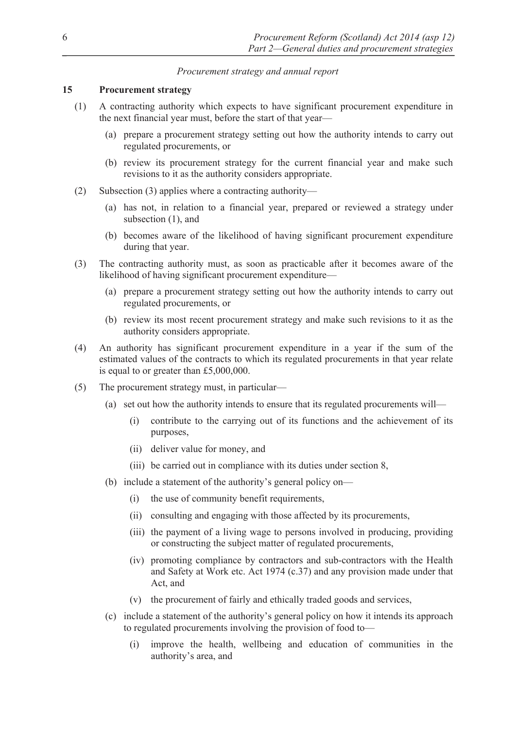*Procurement strategy and annual report*

## 15 Procurement strategy

(1) A contracting authority which expects to have significant procurement expenditure in the next financial year must, before the start of that year—

- (a) prepare a procurement strategy setting out how the authority intends to carry out regulated procurements, or
- (b) review its procurement strategy for the current financial year and make such revisions to it as the authority considers appropriate.

(2) Subsection (3) applies where a contracting authority—

- (a) has not, in relation to a financial year, prepared or reviewed a strategy under subsection (1), and
- (b) becomes aware of the likelihood of having significant procurement expenditure during that year.

(3) The contracting authority must, as soon as practicable after it becomes aware of the likelihood of having significant procurement expenditure—

- (a) prepare a procurement strategy setting out how the authority intends to carry out regulated procurements, or
- (b) review its most recent procurement strategy and make such revisions to it as the authority considers appropriate.

(4) An authority has significant procurement expenditure in a year if the sum of the estimated values of the contracts to which its regulated procurements in that year relate is equal to or greater than £5,000,000.

(5) The procurement strategy must, in particular—

- (a) set out how the authority intends to ensure that its regulated procurements will—
  - (i) contribute to the carrying out of its functions and the achievement of its purposes,
  - (ii) deliver value for money, and
  - (iii) be carried out in compliance with its duties under section 8,
- (b) include a statement of the authority's general policy on—
  - (i) the use of community benefit requirements,
  - (ii) consulting and engaging with those affected by its procurements,
  - (iii) the payment of a living wage to persons involved in producing, providing or constructing the subject matter of regulated procurements,
  - (iv) promoting compliance by contractors and sub-contractors with the Health and Safety at Work etc. Act 1974 (c.37) and any provision made under that Act, and
  - (v) the procurement of fairly and ethically traded goods and services,
- (c) include a statement of the authority's general policy on how it intends its approach to regulated procurements involving the provision of food to—
  - (i) improve the health, wellbeing and education of communities in the authority's area, and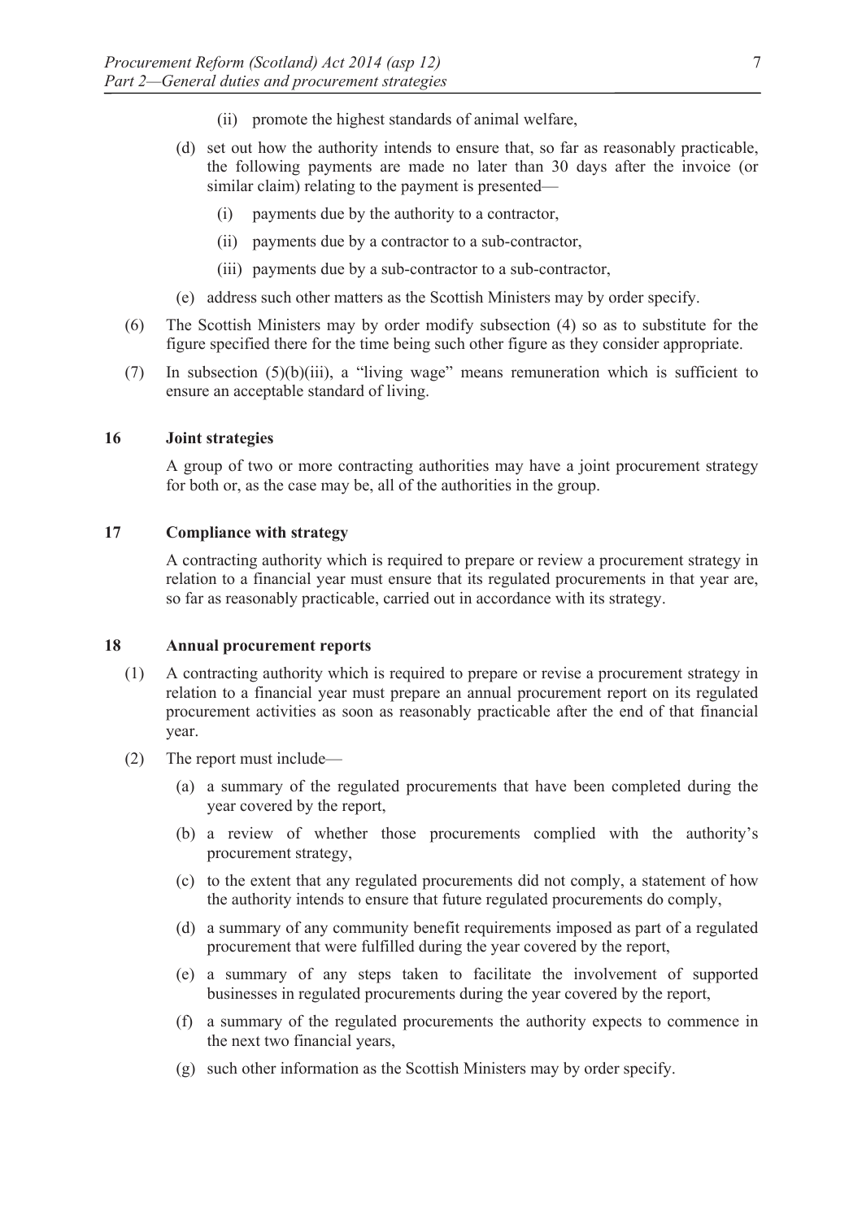(ii) promote the highest standards of animal welfare,

(d) set out how the authority intends to ensure that, so far as reasonably practicable, the following payments are made no later than 30 days after the invoice (or similar claim) relating to the payment is presented—

(i) payments due by the authority to a contractor,

(ii) payments due by a contractor to a sub-contractor,

(iii) payments due by a sub-contractor to a sub-contractor,

(e) address such other matters as the Scottish Ministers may by order specify.

(6) The Scottish Ministers may by order modify subsection (4) so as to substitute for the figure specified there for the time being such other figure as they consider appropriate.

(7) In subsection (5)(b)(iii), a "living wage" means remuneration which is sufficient to ensure an acceptable standard of living.

### 16 Joint strategies

A group of two or more contracting authorities may have a joint procurement strategy for both or, as the case may be, all of the authorities in the group.

### 17 Compliance with strategy

A contracting authority which is required to prepare or review a procurement strategy in relation to a financial year must ensure that its regulated procurements in that year are, so far as reasonably practicable, carried out in accordance with its strategy.

### 18 Annual procurement reports

(1) A contracting authority which is required to prepare or revise a procurement strategy in relation to a financial year must prepare an annual procurement report on its regulated procurement activities as soon as reasonably practicable after the end of that financial year.

(2) The report must include—

(a) a summary of the regulated procurements that have been completed during the year covered by the report,

(b) a review of whether those procurements complied with the authority's procurement strategy,

(c) to the extent that any regulated procurements did not comply, a statement of how the authority intends to ensure that future regulated procurements do comply,

(d) a summary of any community benefit requirements imposed as part of a regulated procurement that were fulfilled during the year covered by the report,

(e) a summary of any steps taken to facilitate the involvement of supported businesses in regulated procurements during the year covered by the report,

(f) a summary of the regulated procurements the authority expects to commence in the next two financial years,

(g) such other information as the Scottish Ministers may by order specify.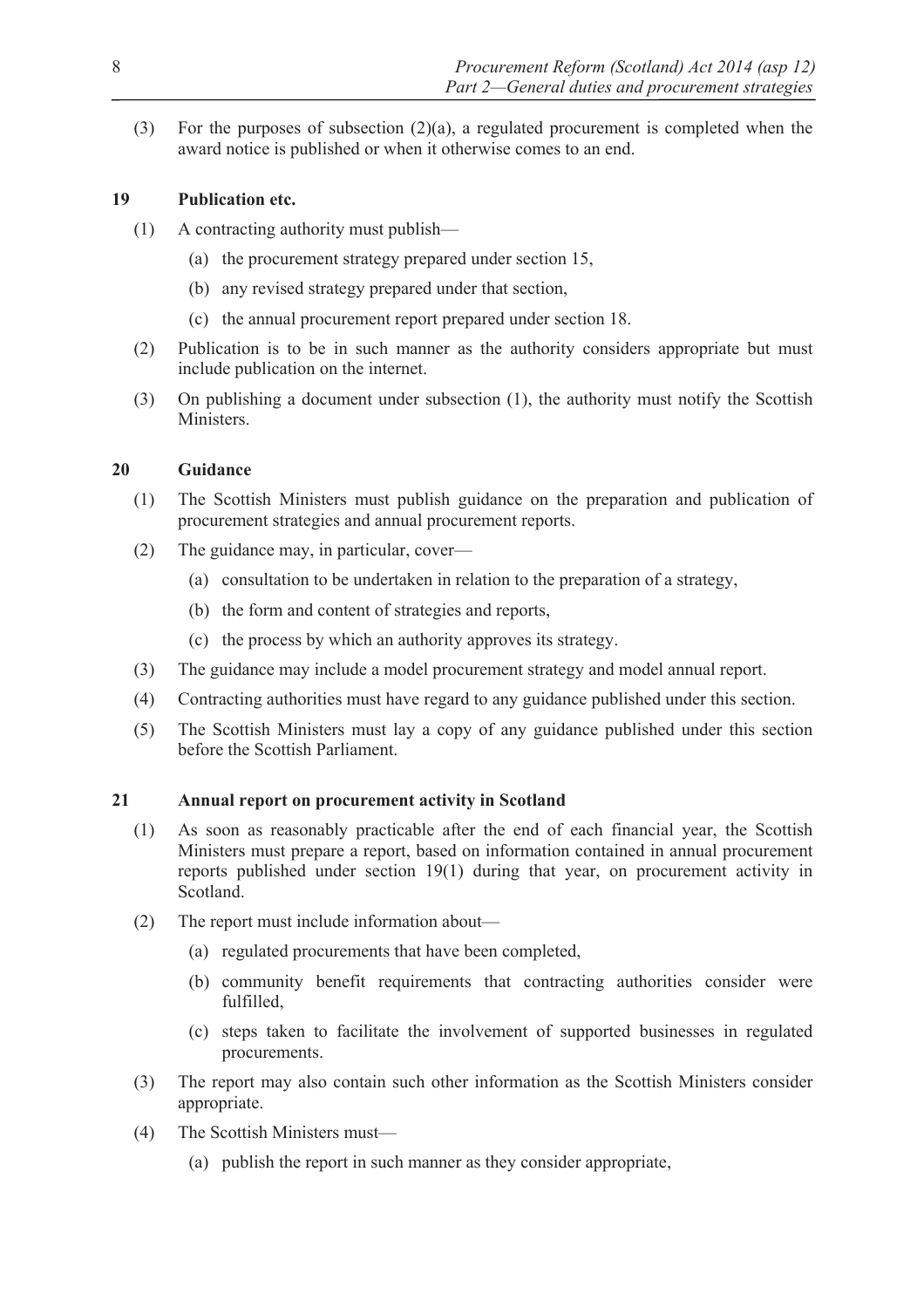(3) For the purposes of subsection (2)(a), a regulated procurement is completed when the award notice is published or when it otherwise comes to an end.

### 19 Publication etc.

(1) A contracting authority must publish—

(a) the procurement strategy prepared under section 15,

(b) any revised strategy prepared under that section,

(c) the annual procurement report prepared under section 18.

(2) Publication is to be in such manner as the authority considers appropriate but must include publication on the internet.

(3) On publishing a document under subsection (1), the authority must notify the Scottish Ministers.

### 20 Guidance

(1) The Scottish Ministers must publish guidance on the preparation and publication of procurement strategies and annual procurement reports.

(2) The guidance may, in particular, cover—

(a) consultation to be undertaken in relation to the preparation of a strategy,

(b) the form and content of strategies and reports,

(c) the process by which an authority approves its strategy.

(3) The guidance may include a model procurement strategy and model annual report.

(4) Contracting authorities must have regard to any guidance published under this section.

(5) The Scottish Ministers must lay a copy of any guidance published under this section before the Scottish Parliament.

### 21 Annual report on procurement activity in Scotland

(1) As soon as reasonably practicable after the end of each financial year, the Scottish Ministers must prepare a report, based on information contained in annual procurement reports published under section 19(1) during that year, on procurement activity in Scotland.

(2) The report must include information about—

(a) regulated procurements that have been completed,

(b) community benefit requirements that contracting authorities consider were fulfilled,

(c) steps taken to facilitate the involvement of supported businesses in regulated procurements.

(3) The report may also contain such other information as the Scottish Ministers consider appropriate.

(4) The Scottish Ministers must—

(a) publish the report in such manner as they consider appropriate,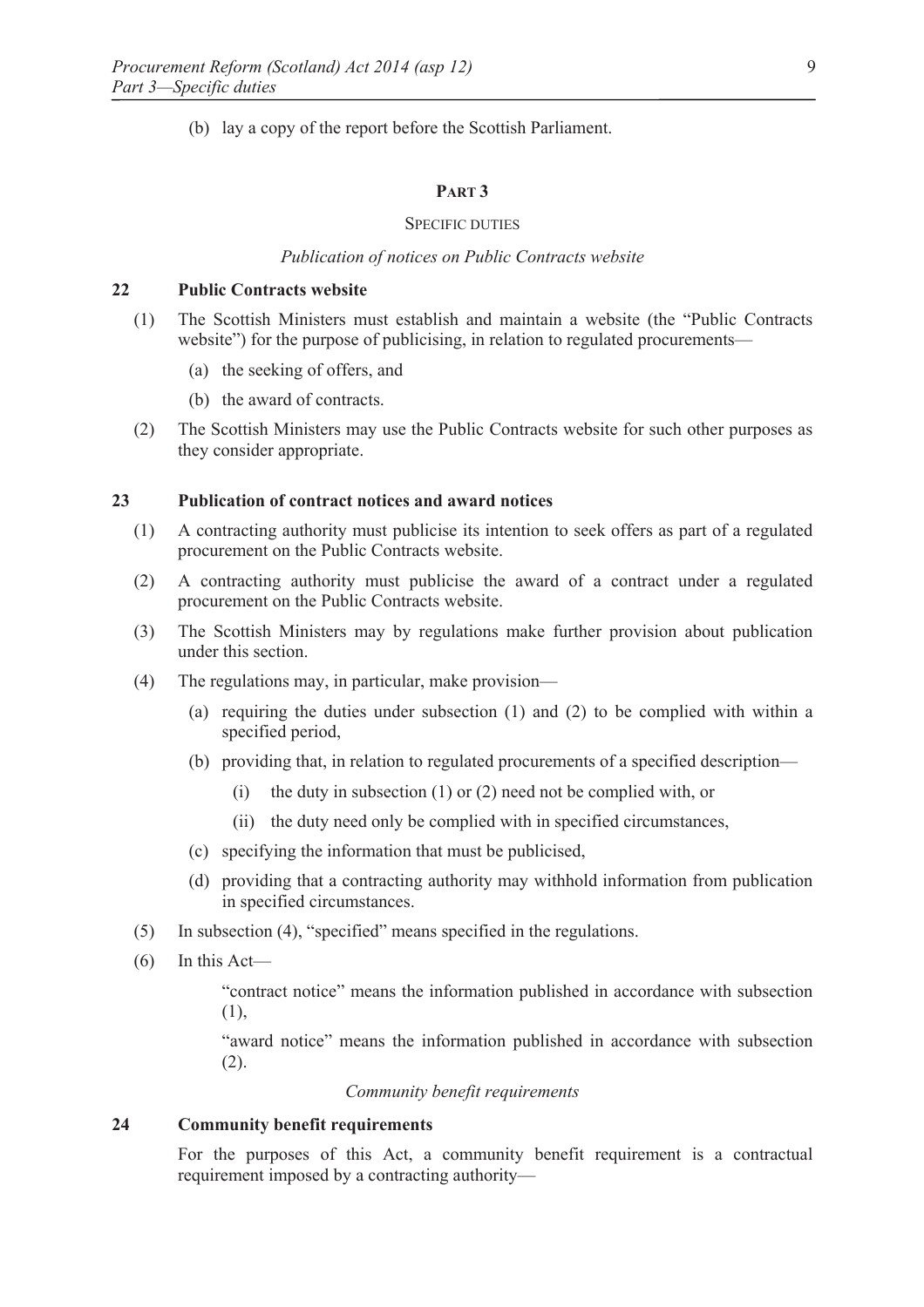(b) lay a copy of the report before the Scottish Parliament.

## PART 3

### SPECIFIC DUTIES

*Publication of notices on Public Contracts website*

### 22 Public Contracts website

(1) The Scottish Ministers must establish and maintain a website (the "Public Contracts website") for the purpose of publicising, in relation to regulated procurements—

(a) the seeking of offers, and

(b) the award of contracts.

(2) The Scottish Ministers may use the Public Contracts website for such other purposes as they consider appropriate.

### 23 Publication of contract notices and award notices

(1) A contracting authority must publicise its intention to seek offers as part of a regulated procurement on the Public Contracts website.

(2) A contracting authority must publicise the award of a contract under a regulated procurement on the Public Contracts website.

(3) The Scottish Ministers may by regulations make further provision about publication under this section.

(4) The regulations may, in particular, make provision—

(a) requiring the duties under subsection (1) and (2) to be complied with within a specified period,

(b) providing that, in relation to regulated procurements of a specified description—

(i) the duty in subsection (1) or (2) need not be complied with, or

(ii) the duty need only be complied with in specified circumstances,

(c) specifying the information that must be publicised,

(d) providing that a contracting authority may withhold information from publication in specified circumstances.

(5) In subsection (4), "specified" means specified in the regulations.

(6) In this Act—

"contract notice" means the information published in accordance with subsection (1),

"award notice" means the information published in accordance with subsection (2).

*Community benefit requirements*

### 24 Community benefit requirements

For the purposes of this Act, a community benefit requirement is a contractual requirement imposed by a contracting authority—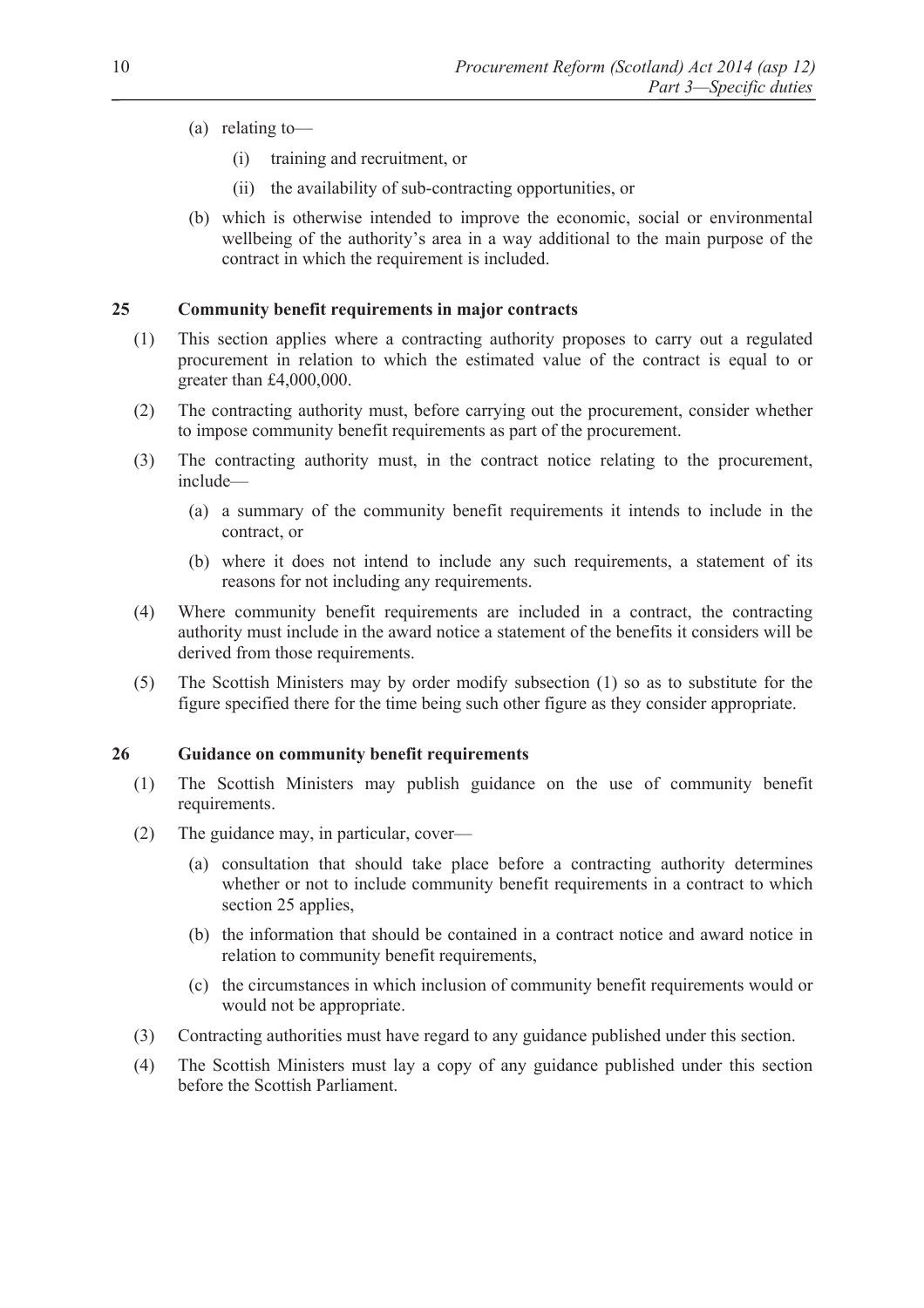(a) relating to—

  (i) training and recruitment, or

  (ii) the availability of sub-contracting opportunities, or

(b) which is otherwise intended to improve the economic, social or environmental wellbeing of the authority's area in a way additional to the main purpose of the contract in which the requirement is included.

### 25 Community benefit requirements in major contracts

(1) This section applies where a contracting authority proposes to carry out a regulated procurement in relation to which the estimated value of the contract is equal to or greater than £4,000,000.

(2) The contracting authority must, before carrying out the procurement, consider whether to impose community benefit requirements as part of the procurement.

(3) The contracting authority must, in the contract notice relating to the procurement, include—

  (a) a summary of the community benefit requirements it intends to include in the contract, or

  (b) where it does not intend to include any such requirements, a statement of its reasons for not including any requirements.

(4) Where community benefit requirements are included in a contract, the contracting authority must include in the award notice a statement of the benefits it considers will be derived from those requirements.

(5) The Scottish Ministers may by order modify subsection (1) so as to substitute for the figure specified there for the time being such other figure as they consider appropriate.

### 26 Guidance on community benefit requirements

(1) The Scottish Ministers may publish guidance on the use of community benefit requirements.

(2) The guidance may, in particular, cover—

  (a) consultation that should take place before a contracting authority determines whether or not to include community benefit requirements in a contract to which section 25 applies,

  (b) the information that should be contained in a contract notice and award notice in relation to community benefit requirements,

  (c) the circumstances in which inclusion of community benefit requirements would or would not be appropriate.

(3) Contracting authorities must have regard to any guidance published under this section.

(4) The Scottish Ministers must lay a copy of any guidance published under this section before the Scottish Parliament.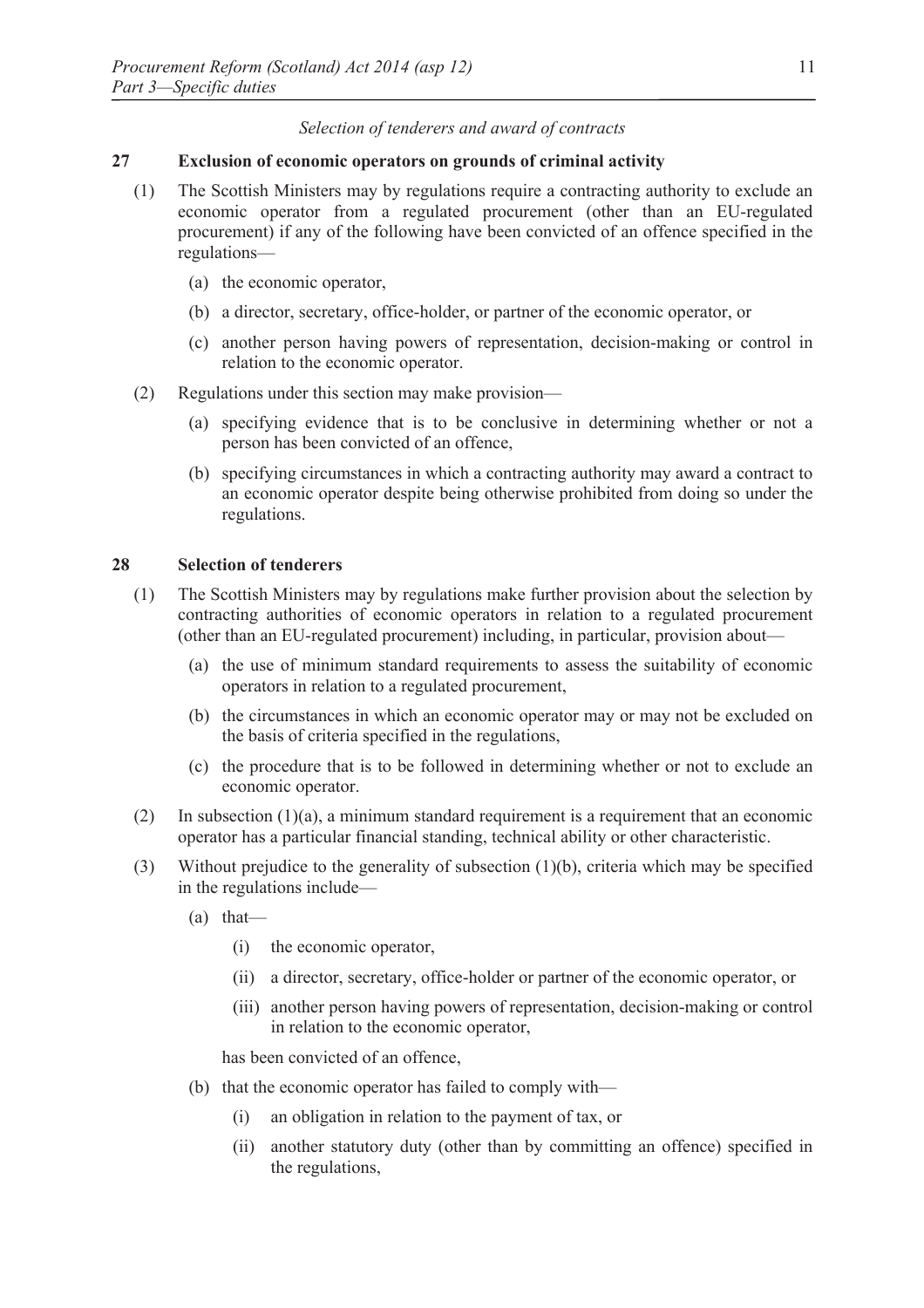*Selection of tenderers and award of contracts*

## 27 Exclusion of economic operators on grounds of criminal activity

(1) The Scottish Ministers may by regulations require a contracting authority to exclude an economic operator from a regulated procurement (other than an EU-regulated procurement) if any of the following have been convicted of an offence specified in the regulations—

(a) the economic operator,

(b) a director, secretary, office-holder, or partner of the economic operator, or

(c) another person having powers of representation, decision-making or control in relation to the economic operator.

(2) Regulations under this section may make provision—

(a) specifying evidence that is to be conclusive in determining whether or not a person has been convicted of an offence,

(b) specifying circumstances in which a contracting authority may award a contract to an economic operator despite being otherwise prohibited from doing so under the regulations.

## 28 Selection of tenderers

(1) The Scottish Ministers may by regulations make further provision about the selection by contracting authorities of economic operators in relation to a regulated procurement (other than an EU-regulated procurement) including, in particular, provision about—

(a) the use of minimum standard requirements to assess the suitability of economic operators in relation to a regulated procurement,

(b) the circumstances in which an economic operator may or may not be excluded on the basis of criteria specified in the regulations,

(c) the procedure that is to be followed in determining whether or not to exclude an economic operator.

(2) In subsection (1)(a), a minimum standard requirement is a requirement that an economic operator has a particular financial standing, technical ability or other characteristic.

(3) Without prejudice to the generality of subsection (1)(b), criteria which may be specified in the regulations include—

(a) that—

(i) the economic operator,

(ii) a director, secretary, office-holder or partner of the economic operator, or

(iii) another person having powers of representation, decision-making or control in relation to the economic operator,

has been convicted of an offence,

(b) that the economic operator has failed to comply with—

(i) an obligation in relation to the payment of tax, or

(ii) another statutory duty (other than by committing an offence) specified in the regulations,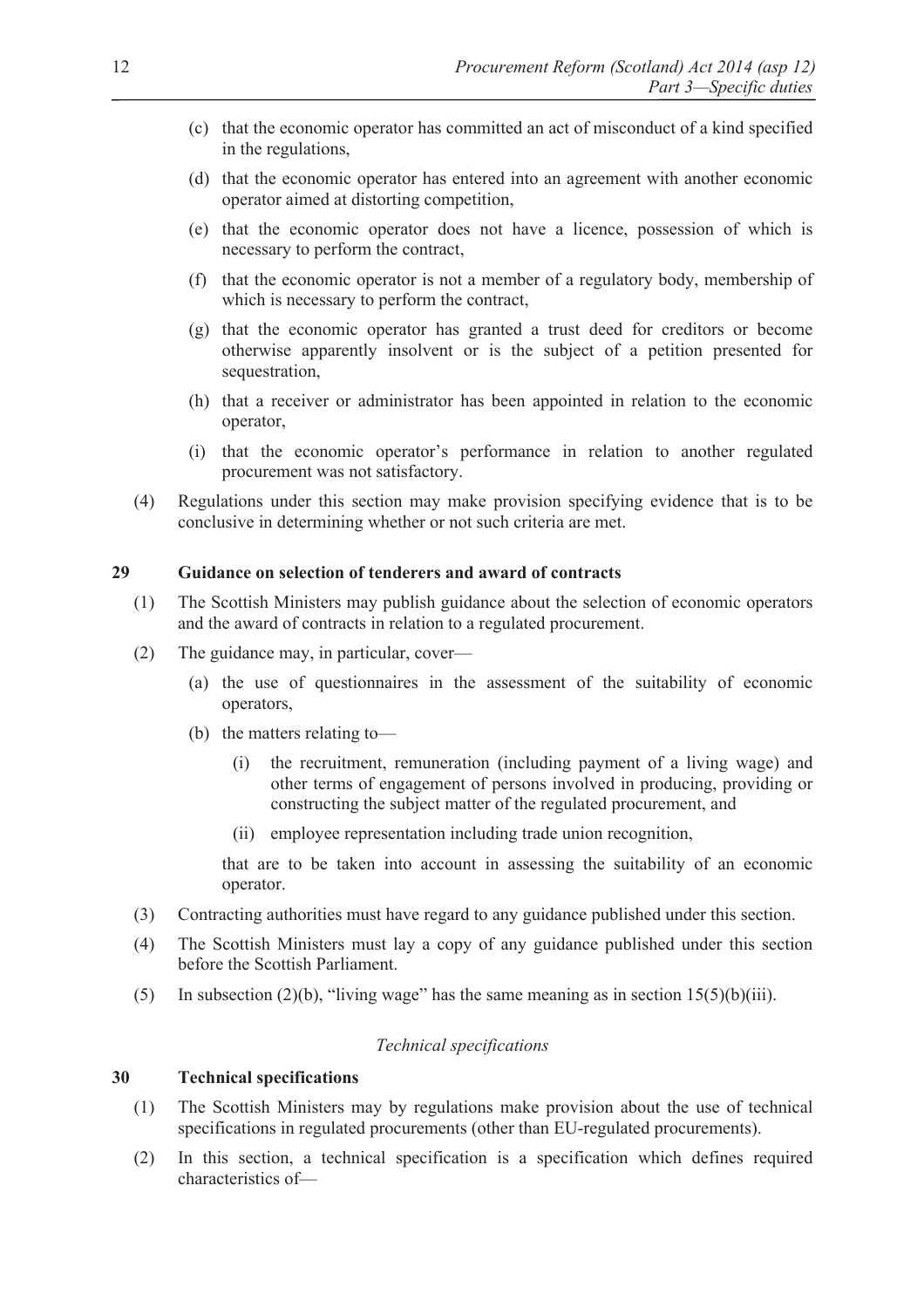(c) that the economic operator has committed an act of misconduct of a kind specified in the regulations,

(d) that the economic operator has entered into an agreement with another economic operator aimed at distorting competition,

(e) that the economic operator does not have a licence, possession of which is necessary to perform the contract,

(f) that the economic operator is not a member of a regulatory body, membership of which is necessary to perform the contract,

(g) that the economic operator has granted a trust deed for creditors or become otherwise apparently insolvent or is the subject of a petition presented for sequestration,

(h) that a receiver or administrator has been appointed in relation to the economic operator,

(i) that the economic operator's performance in relation to another regulated procurement was not satisfactory.

(4) Regulations under this section may make provision specifying evidence that is to be conclusive in determining whether or not such criteria are met.

**29 Guidance on selection of tenderers and award of contracts**

(1) The Scottish Ministers may publish guidance about the selection of economic operators and the award of contracts in relation to a regulated procurement.

(2) The guidance may, in particular, cover—

(a) the use of questionnaires in the assessment of the suitability of economic operators,

(b) the matters relating to—

(i) the recruitment, remuneration (including payment of a living wage) and other terms of engagement of persons involved in producing, providing or constructing the subject matter of the regulated procurement, and

(ii) employee representation including trade union recognition,

that are to be taken into account in assessing the suitability of an economic operator.

(3) Contracting authorities must have regard to any guidance published under this section.

(4) The Scottish Ministers must lay a copy of any guidance published under this section before the Scottish Parliament.

(5) In subsection (2)(b), "living wage" has the same meaning as in section 15(5)(b)(iii).

*Technical specifications*

**30 Technical specifications**

(1) The Scottish Ministers may by regulations make provision about the use of technical specifications in regulated procurements (other than EU-regulated procurements).

(2) In this section, a technical specification is a specification which defines required characteristics of—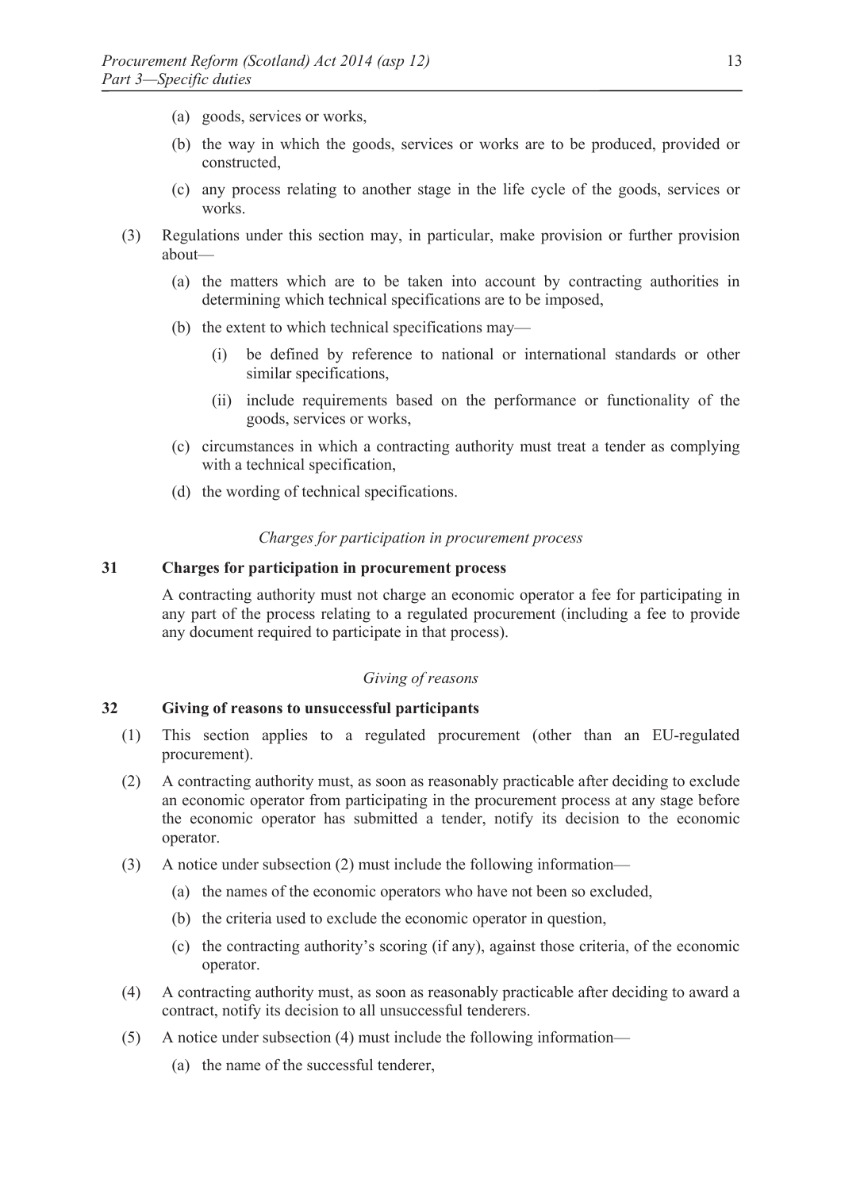(a) goods, services or works,

(b) the way in which the goods, services or works are to be produced, provided or constructed,

(c) any process relating to another stage in the life cycle of the goods, services or works.

(3) Regulations under this section may, in particular, make provision or further provision about—

(a) the matters which are to be taken into account by contracting authorities in determining which technical specifications are to be imposed,

(b) the extent to which technical specifications may—

(i) be defined by reference to national or international standards or other similar specifications,

(ii) include requirements based on the performance or functionality of the goods, services or works,

(c) circumstances in which a contracting authority must treat a tender as complying with a technical specification,

(d) the wording of technical specifications.

*Charges for participation in procurement process*

### 31 Charges for participation in procurement process

A contracting authority must not charge an economic operator a fee for participating in any part of the process relating to a regulated procurement (including a fee to provide any document required to participate in that process).

*Giving of reasons*

### 32 Giving of reasons to unsuccessful participants

(1) This section applies to a regulated procurement (other than an EU-regulated procurement).

(2) A contracting authority must, as soon as reasonably practicable after deciding to exclude an economic operator from participating in the procurement process at any stage before the economic operator has submitted a tender, notify its decision to the economic operator.

(3) A notice under subsection (2) must include the following information—

(a) the names of the economic operators who have not been so excluded,

(b) the criteria used to exclude the economic operator in question,

(c) the contracting authority's scoring (if any), against those criteria, of the economic operator.

(4) A contracting authority must, as soon as reasonably practicable after deciding to award a contract, notify its decision to all unsuccessful tenderers.

(5) A notice under subsection (4) must include the following information—

(a) the name of the successful tenderer,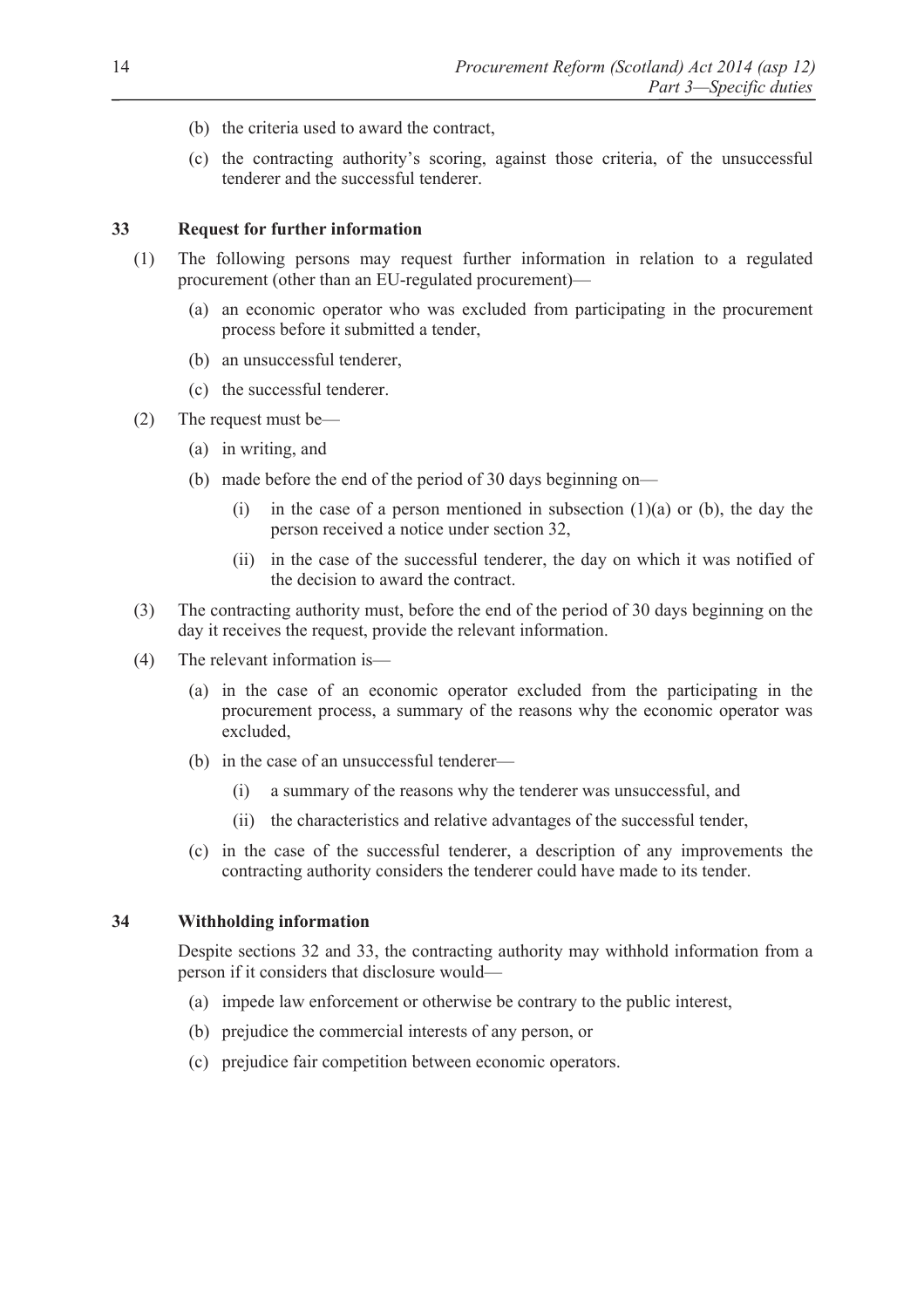(b) the criteria used to award the contract,

(c) the contracting authority's scoring, against those criteria, of the unsuccessful tenderer and the successful tenderer.

### 33 Request for further information

(1) The following persons may request further information in relation to a regulated procurement (other than an EU-regulated procurement)—

(a) an economic operator who was excluded from participating in the procurement process before it submitted a tender,

(b) an unsuccessful tenderer,

(c) the successful tenderer.

(2) The request must be—

(a) in writing, and

(b) made before the end of the period of 30 days beginning on—

(i) in the case of a person mentioned in subsection (1)(a) or (b), the day the person received a notice under section 32,

(ii) in the case of the successful tenderer, the day on which it was notified of the decision to award the contract.

(3) The contracting authority must, before the end of the period of 30 days beginning on the day it receives the request, provide the relevant information.

(4) The relevant information is—

(a) in the case of an economic operator excluded from the participating in the procurement process, a summary of the reasons why the economic operator was excluded,

(b) in the case of an unsuccessful tenderer—

(i) a summary of the reasons why the tenderer was unsuccessful, and

(ii) the characteristics and relative advantages of the successful tender,

(c) in the case of the successful tenderer, a description of any improvements the contracting authority considers the tenderer could have made to its tender.

### 34 Withholding information

Despite sections 32 and 33, the contracting authority may withhold information from a person if it considers that disclosure would—

(a) impede law enforcement or otherwise be contrary to the public interest,

(b) prejudice the commercial interests of any person, or

(c) prejudice fair competition between economic operators.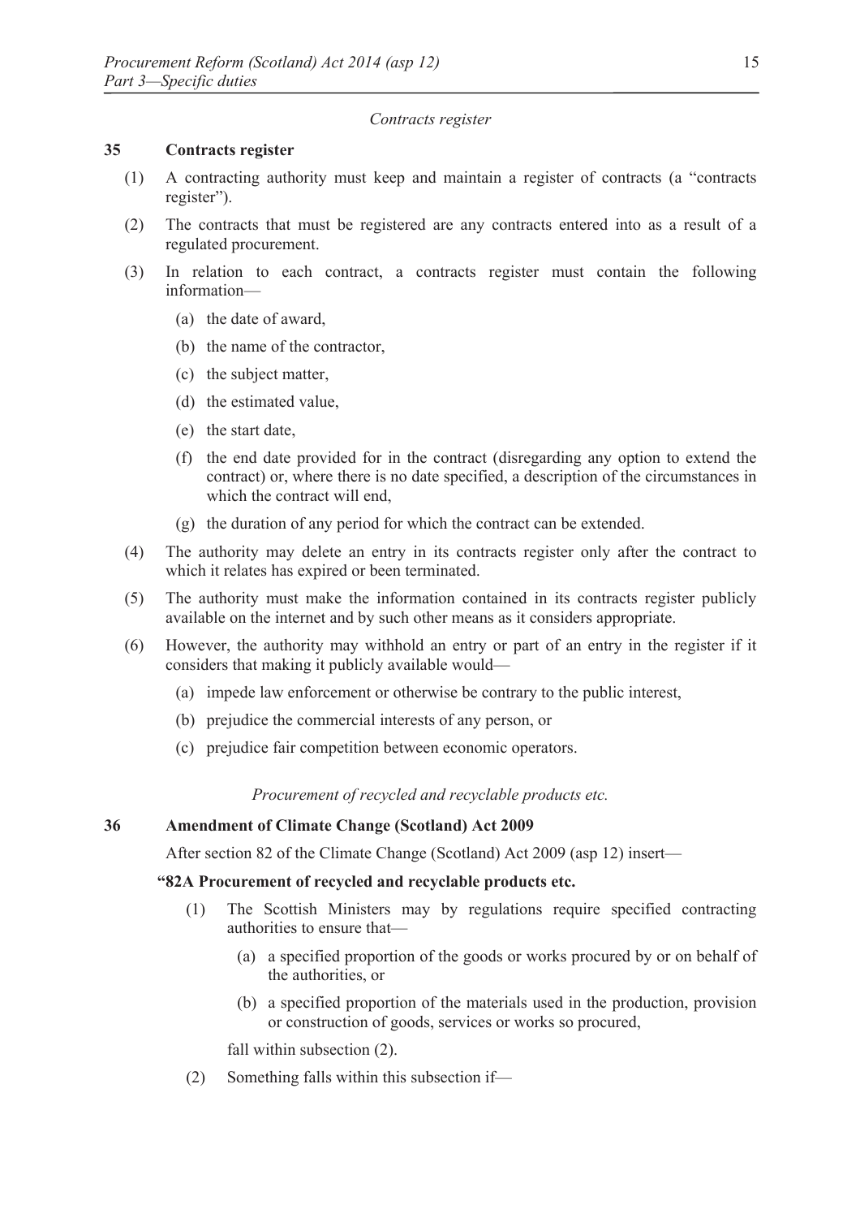*Contracts register*

**35 Contracts register**

(1) A contracting authority must keep and maintain a register of contracts (a "contracts register").

(2) The contracts that must be registered are any contracts entered into as a result of a regulated procurement.

(3) In relation to each contract, a contracts register must contain the following information—

(a) the date of award,

(b) the name of the contractor,

(c) the subject matter,

(d) the estimated value,

(e) the start date,

(f) the end date provided for in the contract (disregarding any option to extend the contract) or, where there is no date specified, a description of the circumstances in which the contract will end,

(g) the duration of any period for which the contract can be extended.

(4) The authority may delete an entry in its contracts register only after the contract to which it relates has expired or been terminated.

(5) The authority must make the information contained in its contracts register publicly available on the internet and by such other means as it considers appropriate.

(6) However, the authority may withhold an entry or part of an entry in the register if it considers that making it publicly available would—

(a) impede law enforcement or otherwise be contrary to the public interest,

(b) prejudice the commercial interests of any person, or

(c) prejudice fair competition between economic operators.

*Procurement of recycled and recyclable products etc.*

**36 Amendment of Climate Change (Scotland) Act 2009**

After section 82 of the Climate Change (Scotland) Act 2009 (asp 12) insert—

**"82A Procurement of recycled and recyclable products etc.**

(1) The Scottish Ministers may by regulations require specified contracting authorities to ensure that—

(a) a specified proportion of the goods or works procured by or on behalf of the authorities, or

(b) a specified proportion of the materials used in the production, provision or construction of goods, services or works so procured,

fall within subsection (2).

(2) Something falls within this subsection if—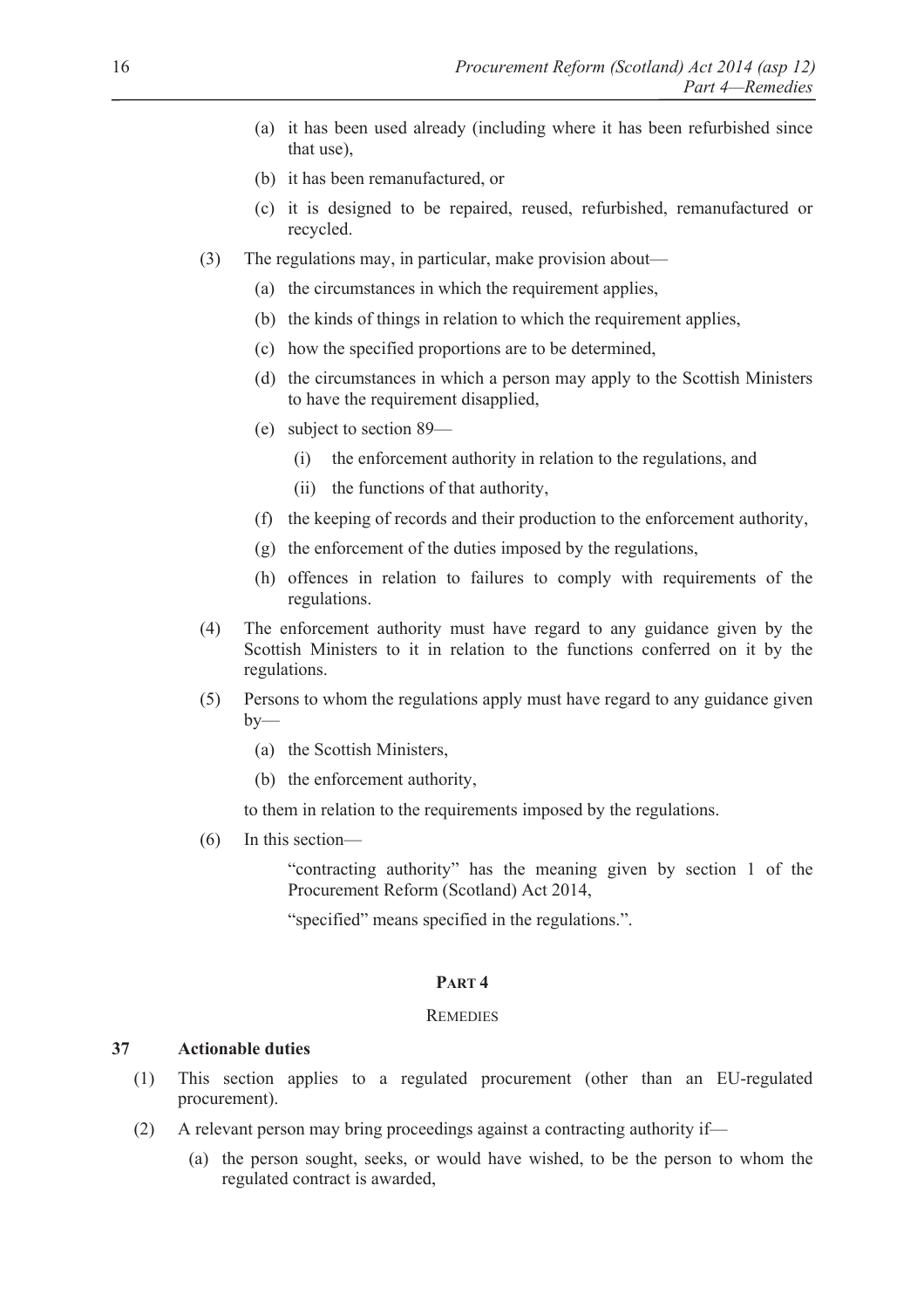(a) it has been used already (including where it has been refurbished since that use),

(b) it has been remanufactured, or

(c) it is designed to be repaired, reused, refurbished, remanufactured or recycled.

(3) The regulations may, in particular, make provision about—

(a) the circumstances in which the requirement applies,

(b) the kinds of things in relation to which the requirement applies,

(c) how the specified proportions are to be determined,

(d) the circumstances in which a person may apply to the Scottish Ministers to have the requirement disapplied,

(e) subject to section 89—

(i) the enforcement authority in relation to the regulations, and

(ii) the functions of that authority,

(f) the keeping of records and their production to the enforcement authority,

(g) the enforcement of the duties imposed by the regulations,

(h) offences in relation to failures to comply with requirements of the regulations.

(4) The enforcement authority must have regard to any guidance given by the Scottish Ministers to it in relation to the functions conferred on it by the regulations.

(5) Persons to whom the regulations apply must have regard to any guidance given by—

(a) the Scottish Ministers,

(b) the enforcement authority,

to them in relation to the requirements imposed by the regulations.

(6) In this section—

"contracting authority" has the meaning given by section 1 of the Procurement Reform (Scotland) Act 2014,

"specified" means specified in the regulations.".

## PART 4

## REMEDIES

### 37 Actionable duties

(1) This section applies to a regulated procurement (other than an EU-regulated procurement).

(2) A relevant person may bring proceedings against a contracting authority if—

(a) the person sought, seeks, or would have wished, to be the person to whom the regulated contract is awarded,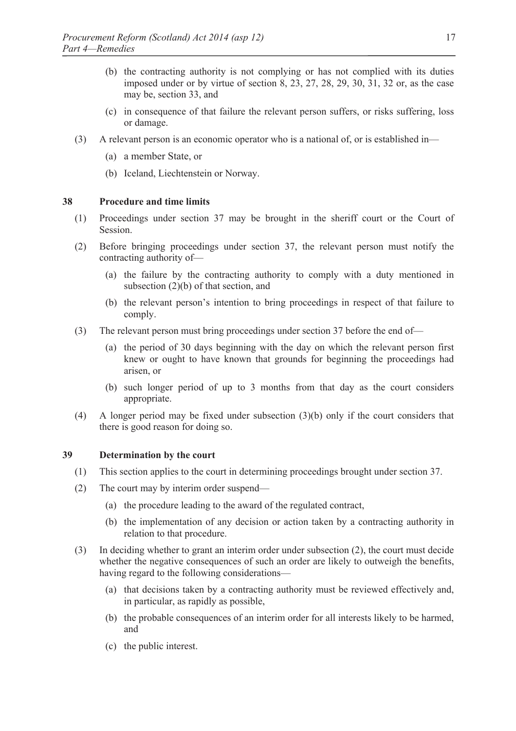(b) the contracting authority is not complying or has not complied with its duties imposed under or by virtue of section 8, 23, 27, 28, 29, 30, 31, 32 or, as the case may be, section 33, and

(c) in consequence of that failure the relevant person suffers, or risks suffering, loss or damage.

(3) A relevant person is an economic operator who is a national of, or is established in—

(a) a member State, or

(b) Iceland, Liechtenstein or Norway.

## 38 Procedure and time limits

(1) Proceedings under section 37 may be brought in the sheriff court or the Court of Session.

(2) Before bringing proceedings under section 37, the relevant person must notify the contracting authority of—

(a) the failure by the contracting authority to comply with a duty mentioned in subsection (2)(b) of that section, and

(b) the relevant person's intention to bring proceedings in respect of that failure to comply.

(3) The relevant person must bring proceedings under section 37 before the end of—

(a) the period of 30 days beginning with the day on which the relevant person first knew or ought to have known that grounds for beginning the proceedings had arisen, or

(b) such longer period of up to 3 months from that day as the court considers appropriate.

(4) A longer period may be fixed under subsection (3)(b) only if the court considers that there is good reason for doing so.

## 39 Determination by the court

(1) This section applies to the court in determining proceedings brought under section 37.

(2) The court may by interim order suspend—

(a) the procedure leading to the award of the regulated contract,

(b) the implementation of any decision or action taken by a contracting authority in relation to that procedure.

(3) In deciding whether to grant an interim order under subsection (2), the court must decide whether the negative consequences of such an order are likely to outweigh the benefits, having regard to the following considerations—

(a) that decisions taken by a contracting authority must be reviewed effectively and, in particular, as rapidly as possible,

(b) the probable consequences of an interim order for all interests likely to be harmed, and

(c) the public interest.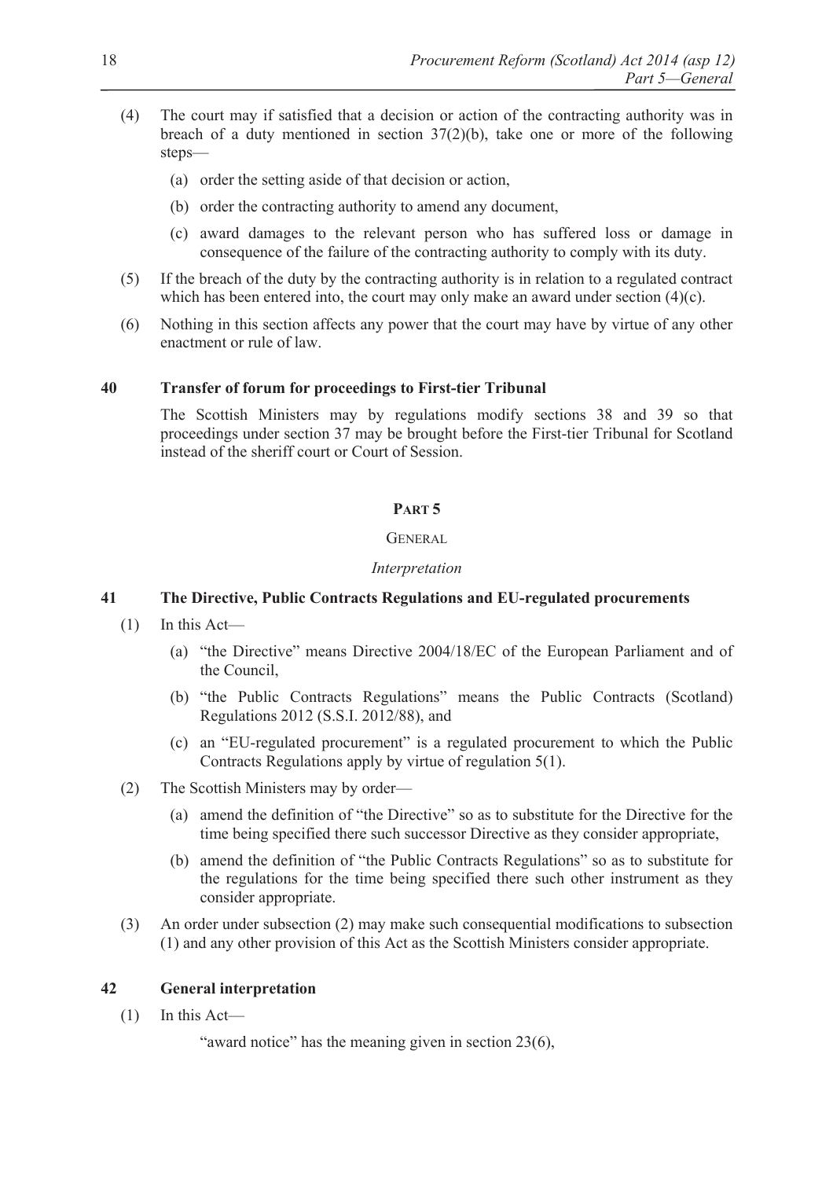(4) The court may if satisfied that a decision or action of the contracting authority was in breach of a duty mentioned in section 37(2)(b), take one or more of the following steps—

   (a) order the setting aside of that decision or action,

   (b) order the contracting authority to amend any document,

   (c) award damages to the relevant person who has suffered loss or damage in consequence of the failure of the contracting authority to comply with its duty.

(5) If the breach of the duty by the contracting authority is in relation to a regulated contract which has been entered into, the court may only make an award under section (4)(c).

(6) Nothing in this section affects any power that the court may have by virtue of any other enactment or rule of law.

### 40 Transfer of forum for proceedings to First-tier Tribunal

The Scottish Ministers may by regulations modify sections 38 and 39 so that proceedings under section 37 may be brought before the First-tier Tribunal for Scotland instead of the sheriff court or Court of Session.

## PART 5

## GENERAL

*Interpretation*

### 41 The Directive, Public Contracts Regulations and EU-regulated procurements

(1) In this Act—

   (a) "the Directive" means Directive 2004/18/EC of the European Parliament and of the Council,

   (b) "the Public Contracts Regulations" means the Public Contracts (Scotland) Regulations 2012 (S.S.I. 2012/88), and

   (c) an "EU-regulated procurement" is a regulated procurement to which the Public Contracts Regulations apply by virtue of regulation 5(1).

(2) The Scottish Ministers may by order—

   (a) amend the definition of "the Directive" so as to substitute for the Directive for the time being specified there such successor Directive as they consider appropriate,

   (b) amend the definition of "the Public Contracts Regulations" so as to substitute for the regulations for the time being specified there such other instrument as they consider appropriate.

(3) An order under subsection (2) may make such consequential modifications to subsection (1) and any other provision of this Act as the Scottish Ministers consider appropriate.

### 42 General interpretation

(1) In this Act—

"award notice" has the meaning given in section 23(6),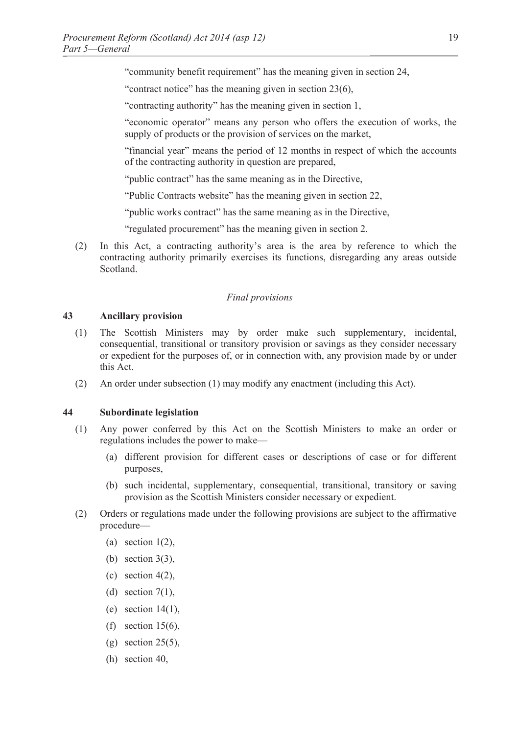"community benefit requirement" has the meaning given in section 24,

"contract notice" has the meaning given in section 23(6),

"contracting authority" has the meaning given in section 1,

"economic operator" means any person who offers the execution of works, the supply of products or the provision of services on the market,

"financial year" means the period of 12 months in respect of which the accounts of the contracting authority in question are prepared,

"public contract" has the same meaning as in the Directive,

"Public Contracts website" has the meaning given in section 22,

"public works contract" has the same meaning as in the Directive,

"regulated procurement" has the meaning given in section 2.

(2) In this Act, a contracting authority's area is the area by reference to which the contracting authority primarily exercises its functions, disregarding any areas outside Scotland.

*Final provisions*

### 43 Ancillary provision

(1) The Scottish Ministers may by order make such supplementary, incidental, consequential, transitional or transitory provision or savings as they consider necessary or expedient for the purposes of, or in connection with, any provision made by or under this Act.

(2) An order under subsection (1) may modify any enactment (including this Act).

### 44 Subordinate legislation

(1) Any power conferred by this Act on the Scottish Ministers to make an order or regulations includes the power to make—

(a) different provision for different cases or descriptions of case or for different purposes,

(b) such incidental, supplementary, consequential, transitional, transitory or saving provision as the Scottish Ministers consider necessary or expedient.

(2) Orders or regulations made under the following provisions are subject to the affirmative procedure—

(a) section 1(2),

(b) section 3(3),

(c) section 4(2),

(d) section 7(1),

(e) section 14(1),

(f) section 15(6),

(g) section 25(5),

(h) section 40,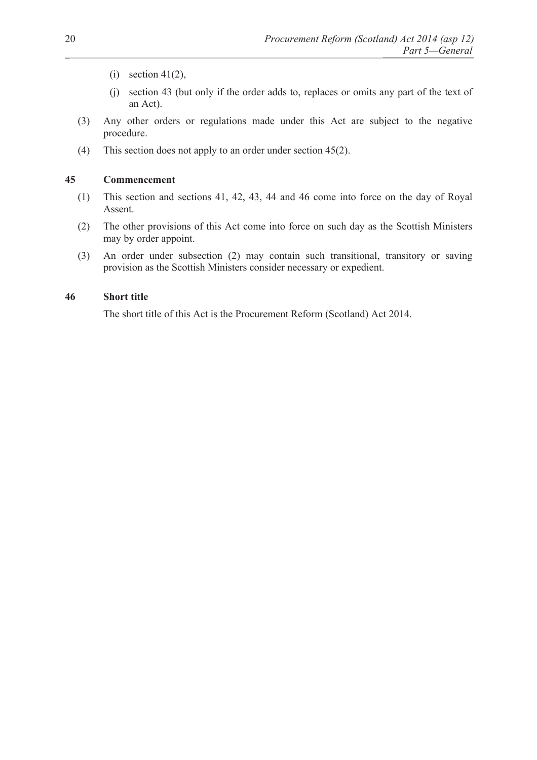(i) section 41(2),

(j) section 43 (but only if the order adds to, replaces or omits any part of the text of an Act).

(3) Any other orders or regulations made under this Act are subject to the negative procedure.

(4) This section does not apply to an order under section 45(2).

### 45 Commencement

(1) This section and sections 41, 42, 43, 44 and 46 come into force on the day of Royal Assent.

(2) The other provisions of this Act come into force on such day as the Scottish Ministers may by order appoint.

(3) An order under subsection (2) may contain such transitional, transitory or saving provision as the Scottish Ministers consider necessary or expedient.

### 46 Short title

The short title of this Act is the Procurement Reform (Scotland) Act 2014.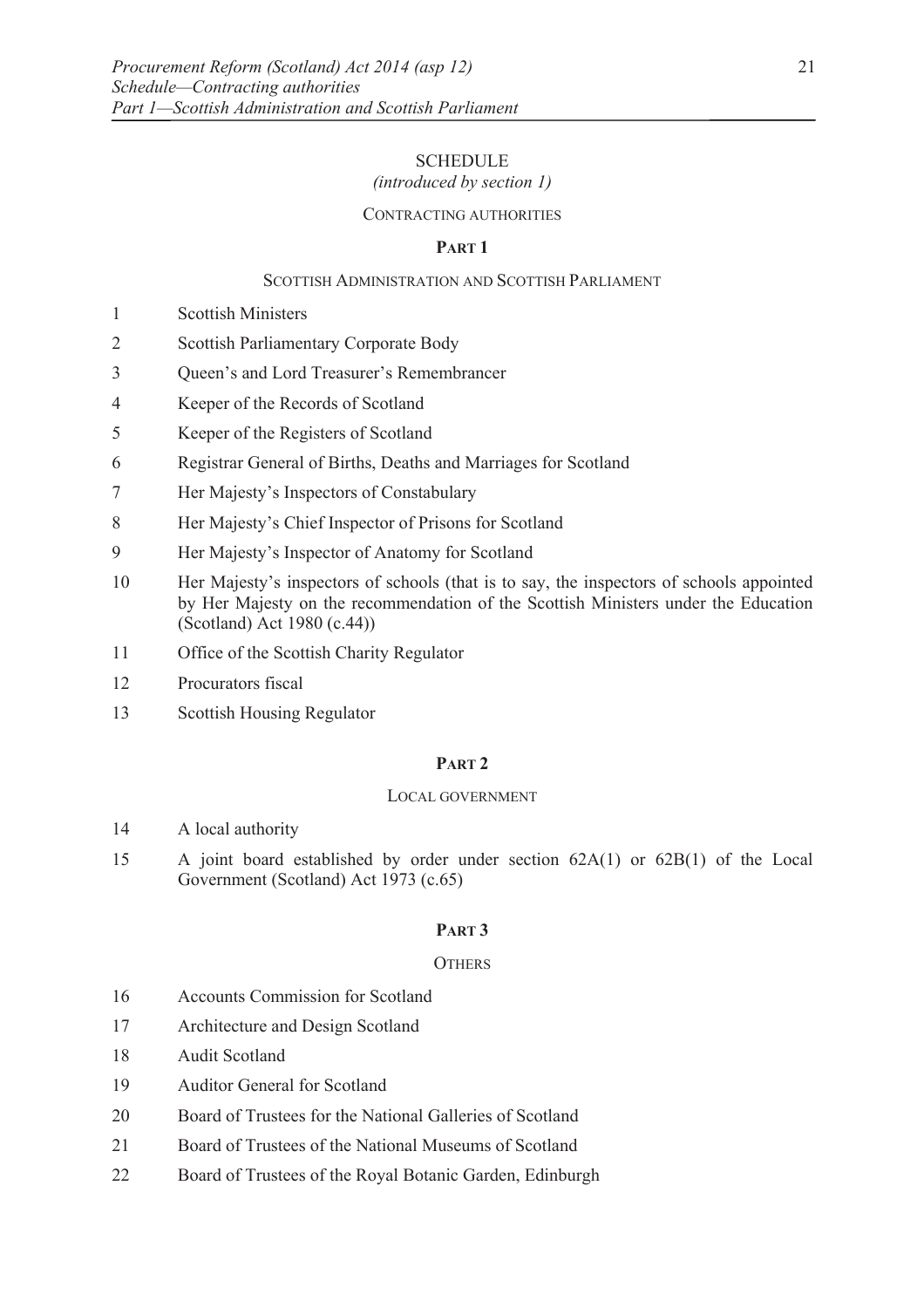# SCHEDULE

*(introduced by section 1)*

CONTRACTING AUTHORITIES

## PART 1

SCOTTISH ADMINISTRATION AND SCOTTISH PARLIAMENT

1 Scottish Ministers

2 Scottish Parliamentary Corporate Body

3 Queen's and Lord Treasurer's Remembrancer

4 Keeper of the Records of Scotland

5 Keeper of the Registers of Scotland

6 Registrar General of Births, Deaths and Marriages for Scotland

7 Her Majesty's Inspectors of Constabulary

8 Her Majesty's Chief Inspector of Prisons for Scotland

9 Her Majesty's Inspector of Anatomy for Scotland

10 Her Majesty's inspectors of schools (that is to say, the inspectors of schools appointed by Her Majesty on the recommendation of the Scottish Ministers under the Education (Scotland) Act 1980 (c.44))

11 Office of the Scottish Charity Regulator

12 Procurators fiscal

13 Scottish Housing Regulator

## PART 2

LOCAL GOVERNMENT

14 A local authority

15 A joint board established by order under section 62A(1) or 62B(1) of the Local Government (Scotland) Act 1973 (c.65)

## PART 3

OTHERS

16 Accounts Commission for Scotland

17 Architecture and Design Scotland

18 Audit Scotland

19 Auditor General for Scotland

20 Board of Trustees for the National Galleries of Scotland

21 Board of Trustees of the National Museums of Scotland

22 Board of Trustees of the Royal Botanic Garden, Edinburgh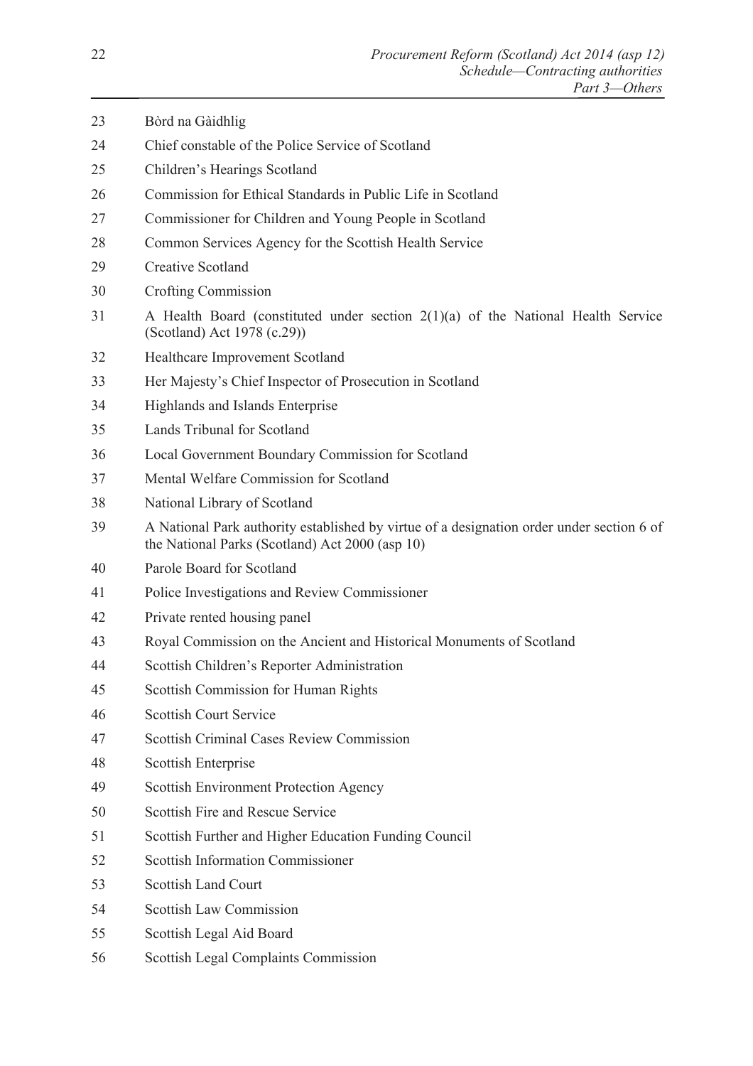23 Bòrd na Gàidhlig

24 Chief constable of the Police Service of Scotland

25 Children's Hearings Scotland

26 Commission for Ethical Standards in Public Life in Scotland

27 Commissioner for Children and Young People in Scotland

28 Common Services Agency for the Scottish Health Service

29 Creative Scotland

30 Crofting Commission

31 A Health Board (constituted under section 2(1)(a) of the National Health Service (Scotland) Act 1978 (c.29))

32 Healthcare Improvement Scotland

33 Her Majesty's Chief Inspector of Prosecution in Scotland

34 Highlands and Islands Enterprise

35 Lands Tribunal for Scotland

36 Local Government Boundary Commission for Scotland

37 Mental Welfare Commission for Scotland

38 National Library of Scotland

39 A National Park authority established by virtue of a designation order under section 6 of the National Parks (Scotland) Act 2000 (asp 10)

40 Parole Board for Scotland

41 Police Investigations and Review Commissioner

42 Private rented housing panel

43 Royal Commission on the Ancient and Historical Monuments of Scotland

44 Scottish Children's Reporter Administration

45 Scottish Commission for Human Rights

46 Scottish Court Service

47 Scottish Criminal Cases Review Commission

48 Scottish Enterprise

49 Scottish Environment Protection Agency

50 Scottish Fire and Rescue Service

51 Scottish Further and Higher Education Funding Council

52 Scottish Information Commissioner

53 Scottish Land Court

54 Scottish Law Commission

55 Scottish Legal Aid Board

56 Scottish Legal Complaints Commission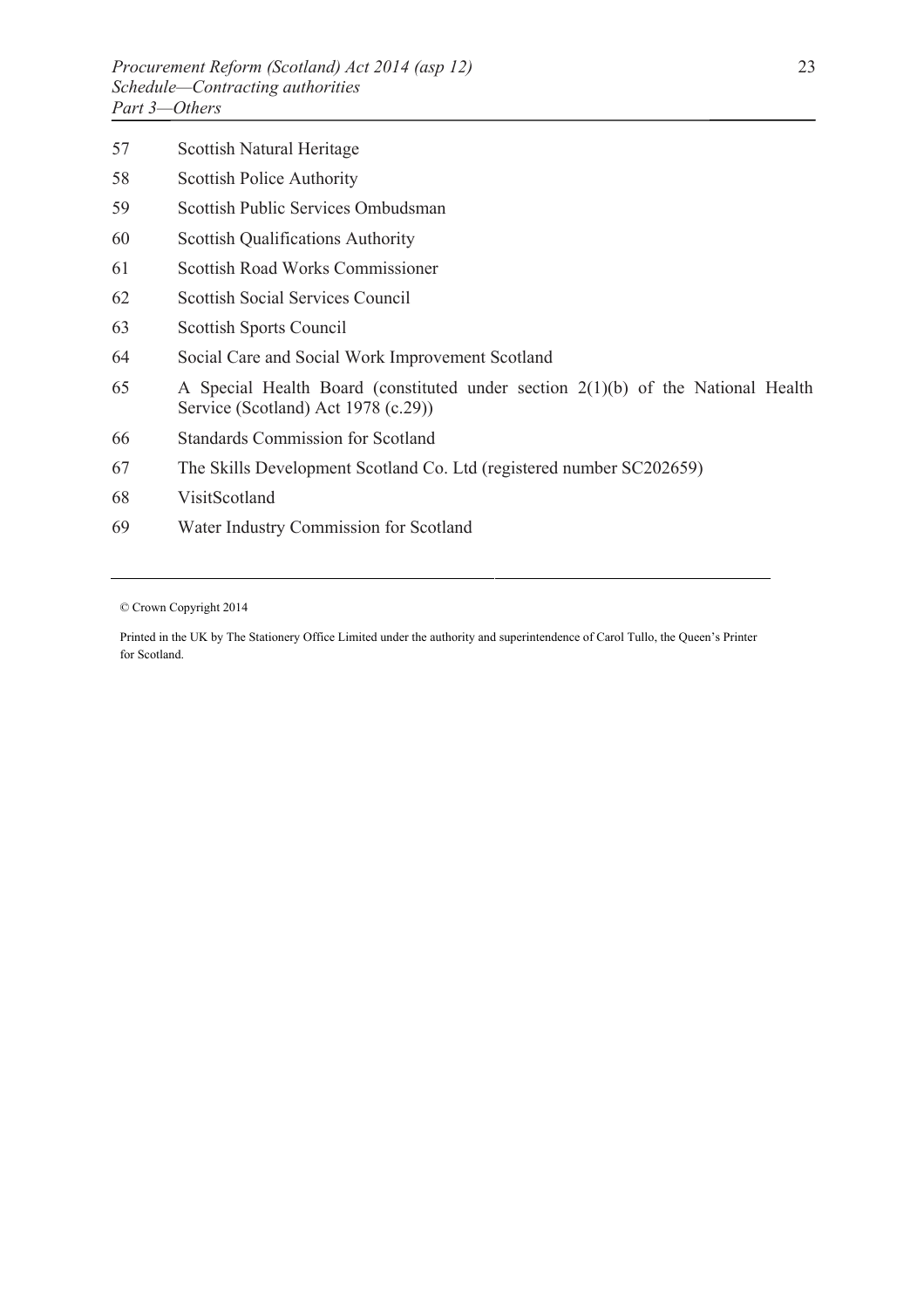57 Scottish Natural Heritage

58 Scottish Police Authority

59 Scottish Public Services Ombudsman

60 Scottish Qualifications Authority

61 Scottish Road Works Commissioner

62 Scottish Social Services Council

63 Scottish Sports Council

64 Social Care and Social Work Improvement Scotland

65 A Special Health Board (constituted under section 2(1)(b) of the National Health Service (Scotland) Act 1978 (c.29))

66 Standards Commission for Scotland

67 The Skills Development Scotland Co. Ltd (registered number SC202659)

68 VisitScotland

69 Water Industry Commission for Scotland

---

© Crown Copyright 2014

Printed in the UK by The Stationery Office Limited under the authority and superintendence of Carol Tullo, the Queen's Printer for Scotland.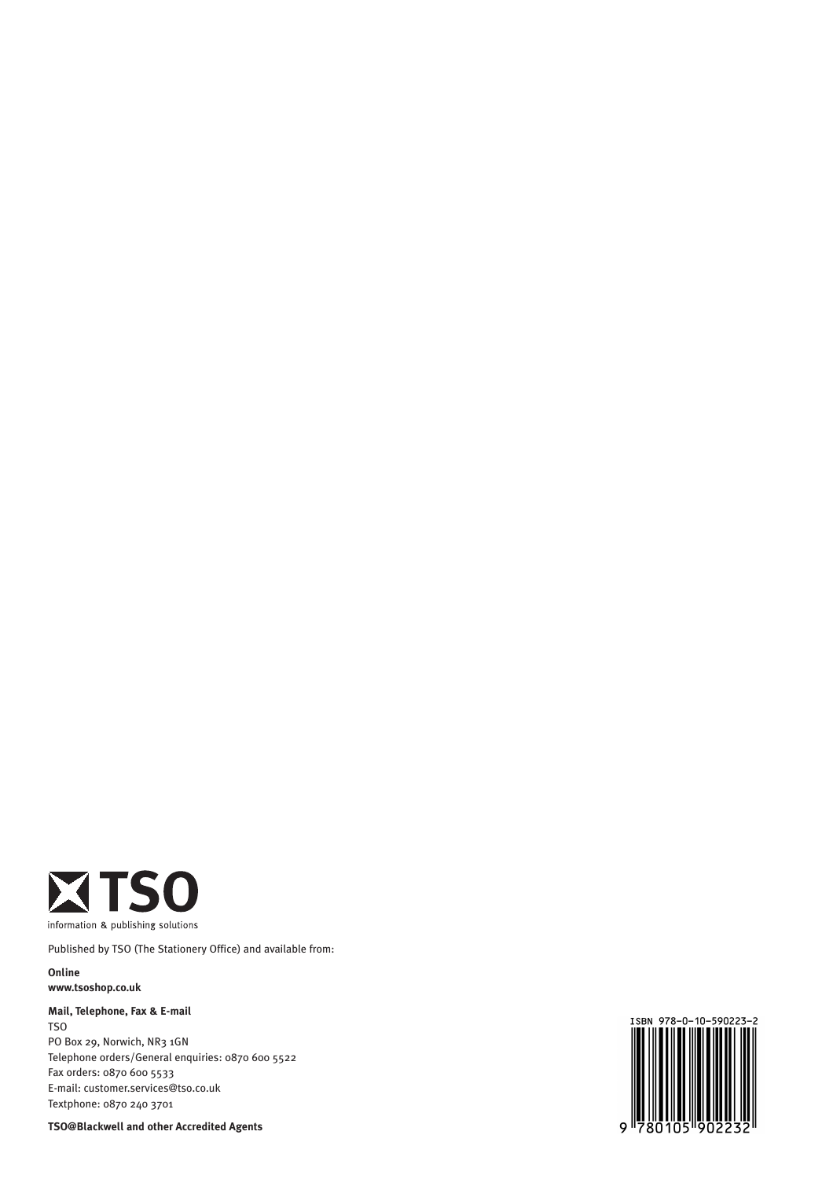TSO

information & publishing solutions

Published by TSO (The Stationery Office) and available from:

**Online**
**www.tsoshop.co.uk**

**Mail, Telephone, Fax & E-mail**
TSO
PO Box 29, Norwich, NR3 1GN
Telephone orders/General enquiries: 0870 600 5522
Fax orders: 0870 600 5533
E-mail: customer.services@tso.co.uk
Textphone: 0870 240 3701

**TSO@Blackwell and other Accredited Agents**

ISBN 978-0-10-590223-2

9 780105 902232